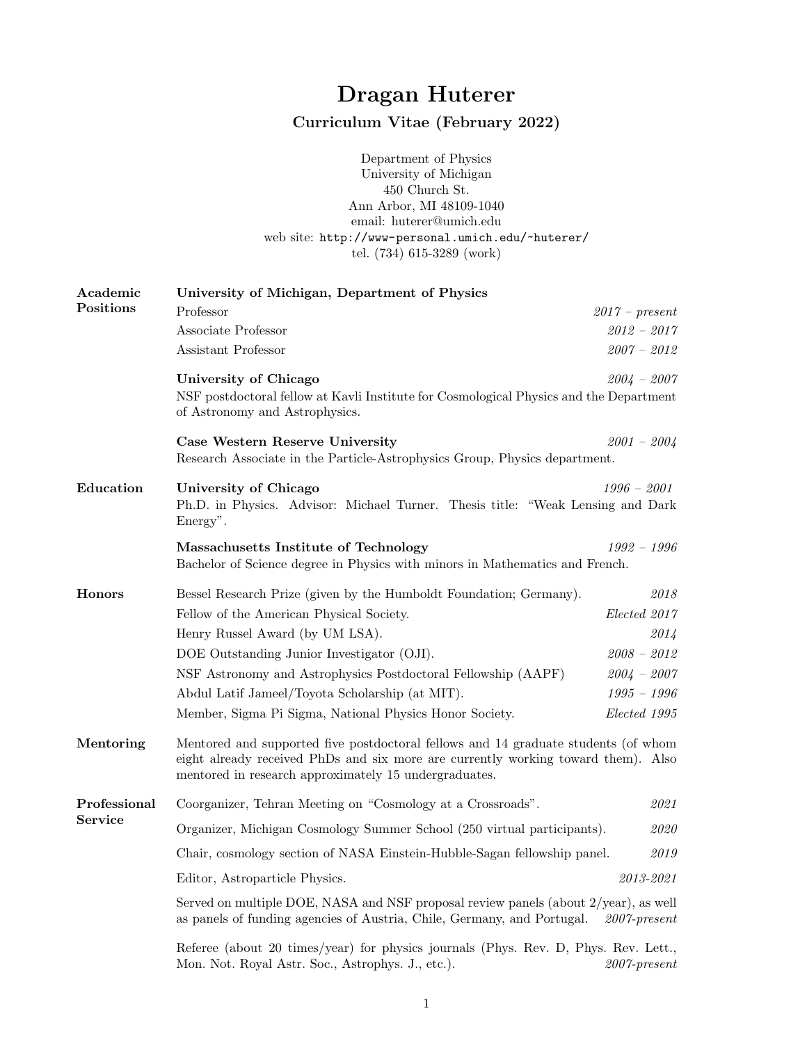# Dragan Huterer

## Curriculum Vitae (February 2022)

Department of Physics
University of Michigan
450 Church St.
Ann Arbor, MI 48109-1040
email: huterer@umich.edu
web site: `http://www-personal.umich.edu/~huterer/`
tel. (734) 615-3289 (work)

## Academic Positions

**University of Michigan, Department of Physics**

- Professor — *2017 – present*
- Associate Professor — *2012 – 2017*
- Assistant Professor — *2007 – 2012*

**University of Chicago** — *2004 – 2007*
NSF postdoctoral fellow at Kavli Institute for Cosmological Physics and the Department of Astronomy and Astrophysics.

**Case Western Reserve University** — *2001 – 2004*
Research Associate in the Particle-Astrophysics Group, Physics department.

## Education

**University of Chicago** — *1996 – 2001*
Ph.D. in Physics. Advisor: Michael Turner. Thesis title: "Weak Lensing and Dark Energy".

**Massachusetts Institute of Technology** — *1992 – 1996*
Bachelor of Science degree in Physics with minors in Mathematics and French.

## Honors

- Bessel Research Prize (given by the Humboldt Foundation; Germany). — *2018*
- Fellow of the American Physical Society. — *Elected 2017*
- Henry Russel Award (by UM LSA). — *2014*
- DOE Outstanding Junior Investigator (OJI). — *2008 – 2012*
- NSF Astronomy and Astrophysics Postdoctoral Fellowship (AAPF) — *2004 – 2007*
- Abdul Latif Jameel/Toyota Scholarship (at MIT). — *1995 – 1996*
- Member, Sigma Pi Sigma, National Physics Honor Society. — *Elected 1995*

## Mentoring

Mentored and supported five postdoctoral fellows and 14 graduate students (of whom eight already received PhDs and six more are currently working toward them). Also mentored in research approximately 15 undergraduates.

## Professional Service

- Coorganizer, Tehran Meeting on "Cosmology at a Crossroads". — *2021*
- Organizer, Michigan Cosmology Summer School (250 virtual participants). — *2020*
- Chair, cosmology section of NASA Einstein-Hubble-Sagan fellowship panel. — *2019*
- Editor, Astroparticle Physics. — *2013-2021*
- Served on multiple DOE, NASA and NSF proposal review panels (about 2/year), as well as panels of funding agencies of Austria, Chile, Germany, and Portugal. — *2007-present*
- Referee (about 20 times/year) for physics journals (Phys. Rev. D, Phys. Rev. Lett., Mon. Not. Royal Astr. Soc., Astrophys. J., etc.). — *2007-present*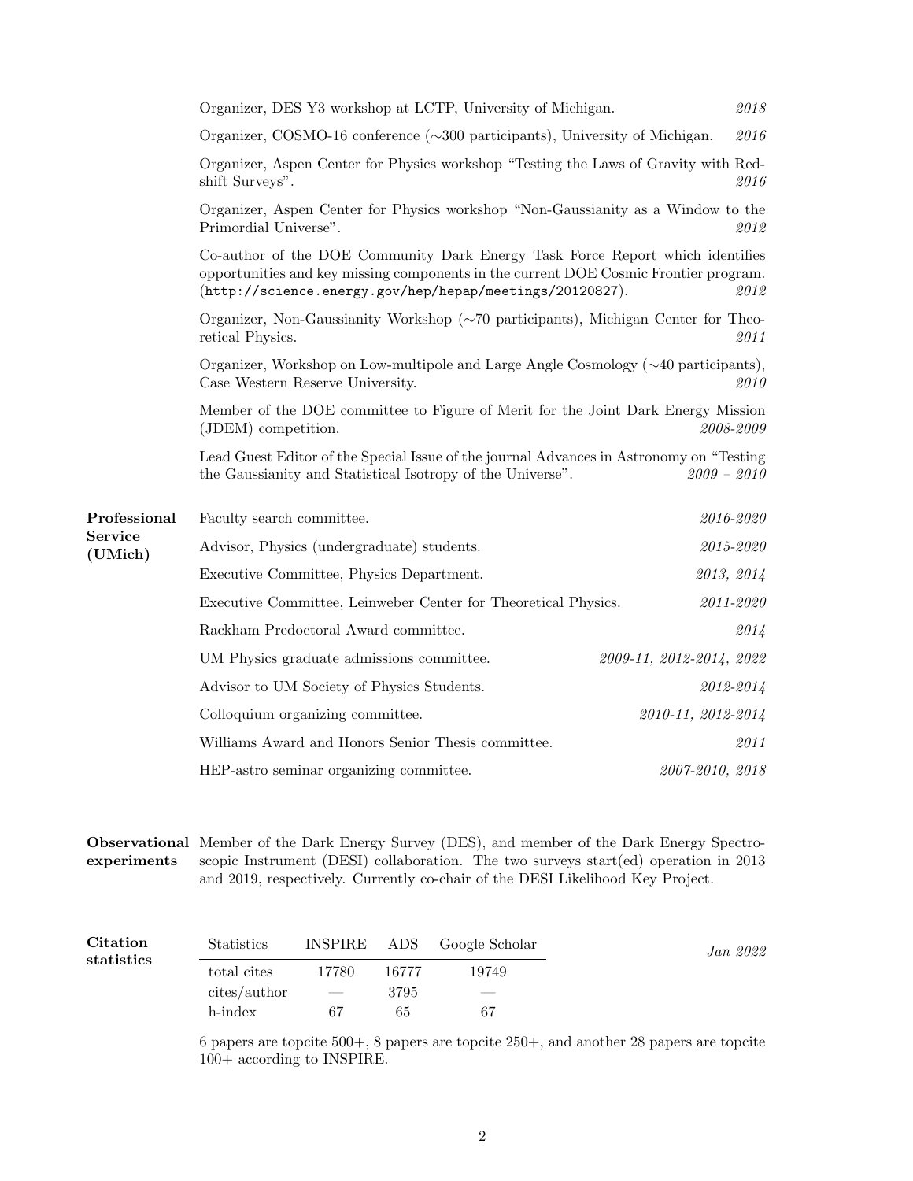Organizer, DES Y3 workshop at LCTP, University of Michigan. *2018*

Organizer, COSMO-16 conference (∼300 participants), University of Michigan. *2016*

Organizer, Aspen Center for Physics workshop "Testing the Laws of Gravity with Redshift Surveys". *2016*

Organizer, Aspen Center for Physics workshop "Non-Gaussianity as a Window to the Primordial Universe". *2012*

Co-author of the DOE Community Dark Energy Task Force Report which identifies opportunities and key missing components in the current DOE Cosmic Frontier program. (`http://science.energy.gov/hep/hepap/meetings/20120827`). *2012*

Organizer, Non-Gaussianity Workshop (∼70 participants), Michigan Center for Theoretical Physics. *2011*

Organizer, Workshop on Low-multipole and Large Angle Cosmology (∼40 participants), Case Western Reserve University. *2010*

Member of the DOE committee to Figure of Merit for the Joint Dark Energy Mission (JDEM) competition. *2008-2009*

Lead Guest Editor of the Special Issue of the journal Advances in Astronomy on "Testing the Gaussianity and Statistical Isotropy of the Universe". *2009 – 2010*

## Professional Service (UMich)

Faculty search committee. *2016-2020*

Advisor, Physics (undergraduate) students. *2015-2020*

Executive Committee, Physics Department. *2013, 2014*

Executive Committee, Leinweber Center for Theoretical Physics. *2011-2020*

Rackham Predoctoral Award committee. *2014*

UM Physics graduate admissions committee. *2009-11, 2012-2014, 2022*

Advisor to UM Society of Physics Students. *2012-2014*

Colloquium organizing committee. *2010-11, 2012-2014*

Williams Award and Honors Senior Thesis committee. *2011*

HEP-astro seminar organizing committee. *2007-2010, 2018*

## Observational experiments

Member of the Dark Energy Survey (DES), and member of the Dark Energy Spectroscopic Instrument (DESI) collaboration. The two surveys start(ed) operation in 2013 and 2019, respectively. Currently co-chair of the DESI Likelihood Key Project.

## Citation statistics

*Jan 2022*

| Statistics | INSPIRE | ADS | Google Scholar |
|---|---|---|---|
| total cites | 17780 | 16777 | 19749 |
| cites/author | — | 3795 | — |
| h-index | 67 | 65 | 67 |

6 papers are topcite 500+, 8 papers are topcite 250+, and another 28 papers are topcite 100+ according to INSPIRE.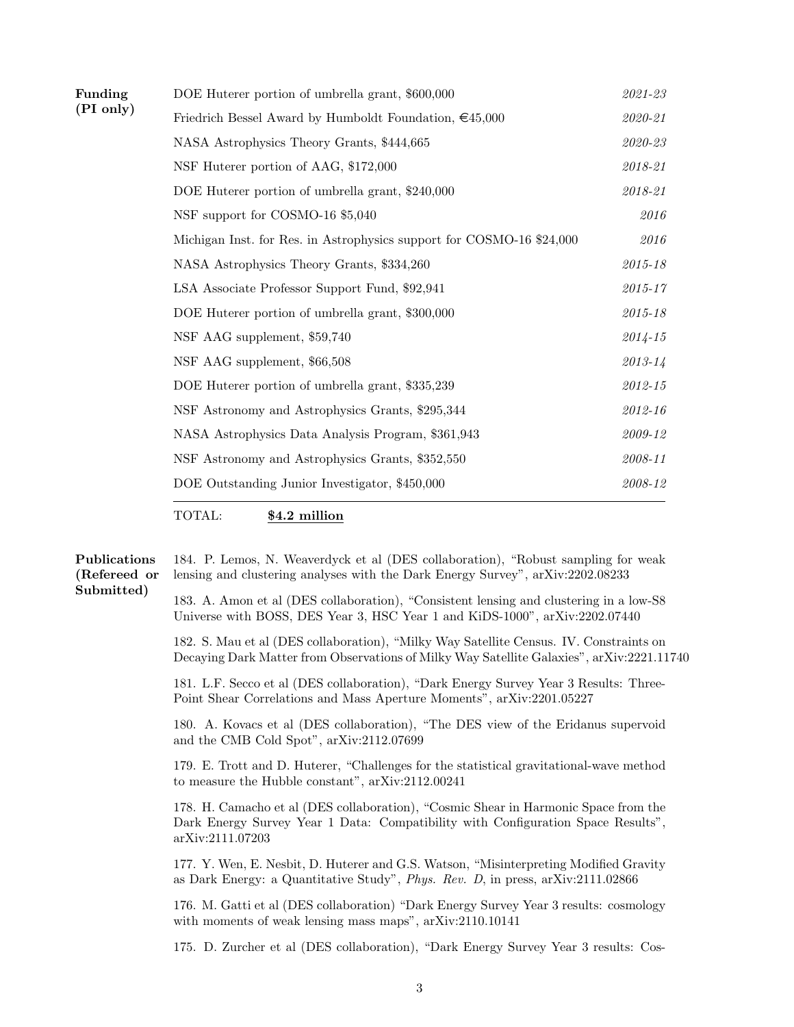**Funding (PI only)**

| | |
|---|---|
| DOE Huterer portion of umbrella grant, $600,000 | *2021-23* |
| Friedrich Bessel Award by Humboldt Foundation, €45,000 | *2020-21* |
| NASA Astrophysics Theory Grants, $444,665 | *2020-23* |
| NSF Huterer portion of AAG, $172,000 | *2018-21* |
| DOE Huterer portion of umbrella grant, $240,000 | *2018-21* |
| NSF support for COSMO-16 $5,040 | *2016* |
| Michigan Inst. for Res. in Astrophysics support for COSMO-16 $24,000 | *2016* |
| NASA Astrophysics Theory Grants, $334,260 | *2015-18* |
| LSA Associate Professor Support Fund, $92,941 | *2015-17* |
| DOE Huterer portion of umbrella grant, $300,000 | *2015-18* |
| NSF AAG supplement, $59,740 | *2014-15* |
| NSF AAG supplement, $66,508 | *2013-14* |
| DOE Huterer portion of umbrella grant, $335,239 | *2012-15* |
| NSF Astronomy and Astrophysics Grants, $295,344 | *2012-16* |
| NASA Astrophysics Data Analysis Program, $361,943 | *2009-12* |
| NSF Astronomy and Astrophysics Grants, $352,550 | *2008-11* |
| DOE Outstanding Junior Investigator, $450,000 | *2008-12* |

TOTAL: **$4.2 million**

**Publications (Refereed or Submitted)**

184. P. Lemos, N. Weaverdyck et al (DES collaboration), "Robust sampling for weak lensing and clustering analyses with the Dark Energy Survey", arXiv:2202.08233

183. A. Amon et al (DES collaboration), "Consistent lensing and clustering in a low-S8 Universe with BOSS, DES Year 3, HSC Year 1 and KiDS-1000", arXiv:2202.07440

182. S. Mau et al (DES collaboration), "Milky Way Satellite Census. IV. Constraints on Decaying Dark Matter from Observations of Milky Way Satellite Galaxies", arXiv:2221.11740

181. L.F. Secco et al (DES collaboration), "Dark Energy Survey Year 3 Results: Three-Point Shear Correlations and Mass Aperture Moments", arXiv:2201.05227

180. A. Kovacs et al (DES collaboration), "The DES view of the Eridanus supervoid and the CMB Cold Spot", arXiv:2112.07699

179. E. Trott and D. Huterer, "Challenges for the statistical gravitational-wave method to measure the Hubble constant", arXiv:2112.00241

178. H. Camacho et al (DES collaboration), "Cosmic Shear in Harmonic Space from the Dark Energy Survey Year 1 Data: Compatibility with Configuration Space Results", arXiv:2111.07203

177. Y. Wen, E. Nesbit, D. Huterer and G.S. Watson, "Misinterpreting Modified Gravity as Dark Energy: a Quantitative Study", *Phys. Rev. D*, in press, arXiv:2111.02866

176. M. Gatti et al (DES collaboration) "Dark Energy Survey Year 3 results: cosmology with moments of weak lensing mass maps", arXiv:2110.10141

175. D. Zurcher et al (DES collaboration), "Dark Energy Survey Year 3 results: Cos-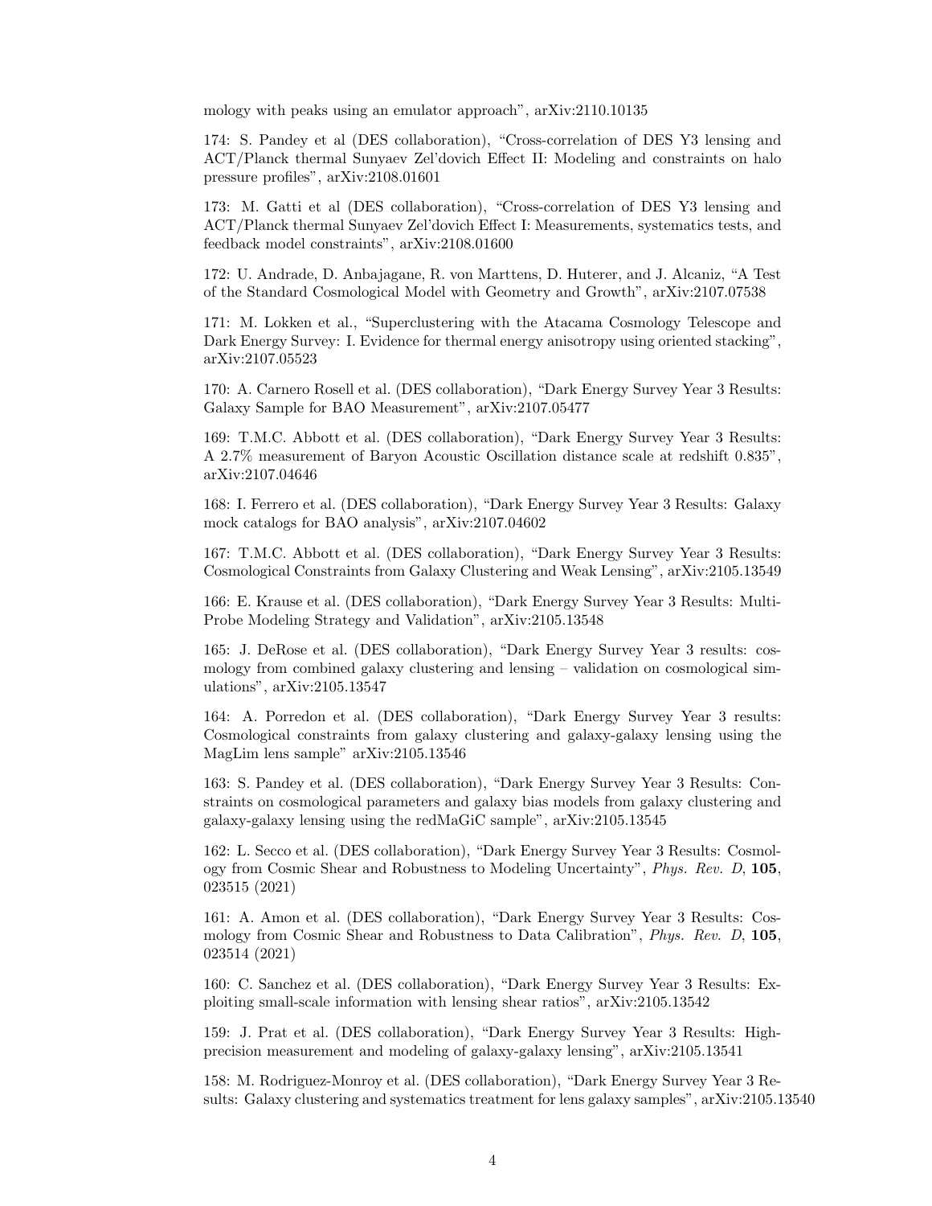mology with peaks using an emulator approach", arXiv:2110.10135

174: S. Pandey et al (DES collaboration), "Cross-correlation of DES Y3 lensing and ACT/Planck thermal Sunyaev Zel'dovich Effect II: Modeling and constraints on halo pressure profiles", arXiv:2108.01601

173: M. Gatti et al (DES collaboration), "Cross-correlation of DES Y3 lensing and ACT/Planck thermal Sunyaev Zel'dovich Effect I: Measurements, systematics tests, and feedback model constraints", arXiv:2108.01600

172: U. Andrade, D. Anbajagane, R. von Marttens, D. Huterer, and J. Alcaniz, "A Test of the Standard Cosmological Model with Geometry and Growth", arXiv:2107.07538

171: M. Lokken et al., "Superclustering with the Atacama Cosmology Telescope and Dark Energy Survey: I. Evidence for thermal energy anisotropy using oriented stacking", arXiv:2107.05523

170: A. Carnero Rosell et al. (DES collaboration), "Dark Energy Survey Year 3 Results: Galaxy Sample for BAO Measurement", arXiv:2107.05477

169: T.M.C. Abbott et al. (DES collaboration), "Dark Energy Survey Year 3 Results: A 2.7% measurement of Baryon Acoustic Oscillation distance scale at redshift 0.835", arXiv:2107.04646

168: I. Ferrero et al. (DES collaboration), "Dark Energy Survey Year 3 Results: Galaxy mock catalogs for BAO analysis", arXiv:2107.04602

167: T.M.C. Abbott et al. (DES collaboration), "Dark Energy Survey Year 3 Results: Cosmological Constraints from Galaxy Clustering and Weak Lensing", arXiv:2105.13549

166: E. Krause et al. (DES collaboration), "Dark Energy Survey Year 3 Results: Multi-Probe Modeling Strategy and Validation", arXiv:2105.13548

165: J. DeRose et al. (DES collaboration), "Dark Energy Survey Year 3 results: cosmology from combined galaxy clustering and lensing – validation on cosmological simulations", arXiv:2105.13547

164: A. Porredon et al. (DES collaboration), "Dark Energy Survey Year 3 results: Cosmological constraints from galaxy clustering and galaxy-galaxy lensing using the MagLim lens sample" arXiv:2105.13546

163: S. Pandey et al. (DES collaboration), "Dark Energy Survey Year 3 Results: Constraints on cosmological parameters and galaxy bias models from galaxy clustering and galaxy-galaxy lensing using the redMaGiC sample", arXiv:2105.13545

162: L. Secco et al. (DES collaboration), "Dark Energy Survey Year 3 Results: Cosmology from Cosmic Shear and Robustness to Modeling Uncertainty", *Phys. Rev. D*, **105**, 023515 (2021)

161: A. Amon et al. (DES collaboration), "Dark Energy Survey Year 3 Results: Cosmology from Cosmic Shear and Robustness to Data Calibration", *Phys. Rev. D*, **105**, 023514 (2021)

160: C. Sanchez et al. (DES collaboration), "Dark Energy Survey Year 3 Results: Exploiting small-scale information with lensing shear ratios", arXiv:2105.13542

159: J. Prat et al. (DES collaboration), "Dark Energy Survey Year 3 Results: High-precision measurement and modeling of galaxy-galaxy lensing", arXiv:2105.13541

158: M. Rodriguez-Monroy et al. (DES collaboration), "Dark Energy Survey Year 3 Results: Galaxy clustering and systematics treatment for lens galaxy samples", arXiv:2105.13540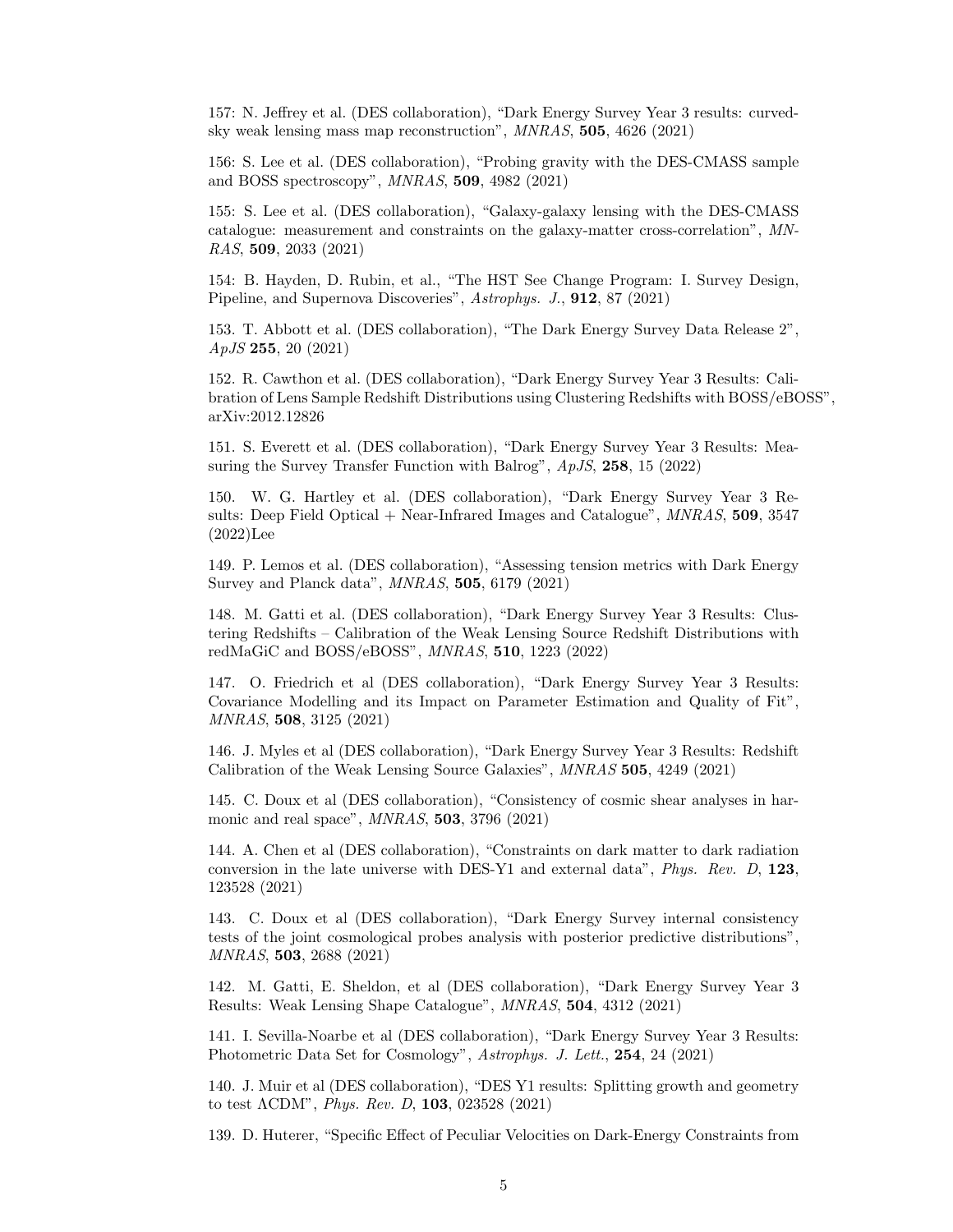157: N. Jeffrey et al. (DES collaboration), "Dark Energy Survey Year 3 results: curved-sky weak lensing mass map reconstruction", *MNRAS*, **505**, 4626 (2021)

156: S. Lee et al. (DES collaboration), "Probing gravity with the DES-CMASS sample and BOSS spectroscopy", *MNRAS*, **509**, 4982 (2021)

155: S. Lee et al. (DES collaboration), "Galaxy-galaxy lensing with the DES-CMASS catalogue: measurement and constraints on the galaxy-matter cross-correlation", *MNRAS*, **509**, 2033 (2021)

154: B. Hayden, D. Rubin, et al., "The HST See Change Program: I. Survey Design, Pipeline, and Supernova Discoveries", *Astrophys. J.*, **912**, 87 (2021)

153. T. Abbott et al. (DES collaboration), "The Dark Energy Survey Data Release 2", *ApJS* **255**, 20 (2021)

152. R. Cawthon et al. (DES collaboration), "Dark Energy Survey Year 3 Results: Calibration of Lens Sample Redshift Distributions using Clustering Redshifts with BOSS/eBOSS", arXiv:2012.12826

151. S. Everett et al. (DES collaboration), "Dark Energy Survey Year 3 Results: Measuring the Survey Transfer Function with Balrog", *ApJS*, **258**, 15 (2022)

150. W. G. Hartley et al. (DES collaboration), "Dark Energy Survey Year 3 Results: Deep Field Optical + Near-Infrared Images and Catalogue", *MNRAS*, **509**, 3547 (2022)Lee

149. P. Lemos et al. (DES collaboration), "Assessing tension metrics with Dark Energy Survey and Planck data", *MNRAS*, **505**, 6179 (2021)

148. M. Gatti et al. (DES collaboration), "Dark Energy Survey Year 3 Results: Clustering Redshifts – Calibration of the Weak Lensing Source Redshift Distributions with redMaGiC and BOSS/eBOSS", *MNRAS*, **510**, 1223 (2022)

147. O. Friedrich et al (DES collaboration), "Dark Energy Survey Year 3 Results: Covariance Modelling and its Impact on Parameter Estimation and Quality of Fit", *MNRAS*, **508**, 3125 (2021)

146. J. Myles et al (DES collaboration), "Dark Energy Survey Year 3 Results: Redshift Calibration of the Weak Lensing Source Galaxies", *MNRAS* **505**, 4249 (2021)

145. C. Doux et al (DES collaboration), "Consistency of cosmic shear analyses in harmonic and real space", *MNRAS*, **503**, 3796 (2021)

144. A. Chen et al (DES collaboration), "Constraints on dark matter to dark radiation conversion in the late universe with DES-Y1 and external data", *Phys. Rev. D*, **123**, 123528 (2021)

143. C. Doux et al (DES collaboration), "Dark Energy Survey internal consistency tests of the joint cosmological probes analysis with posterior predictive distributions", *MNRAS*, **503**, 2688 (2021)

142. M. Gatti, E. Sheldon, et al (DES collaboration), "Dark Energy Survey Year 3 Results: Weak Lensing Shape Catalogue", *MNRAS*, **504**, 4312 (2021)

141. I. Sevilla-Noarbe et al (DES collaboration), "Dark Energy Survey Year 3 Results: Photometric Data Set for Cosmology", *Astrophys. J. Lett.*, **254**, 24 (2021)

140. J. Muir et al (DES collaboration), "DES Y1 results: Splitting growth and geometry to test ΛCDM", *Phys. Rev. D*, **103**, 023528 (2021)

139. D. Huterer, "Specific Effect of Peculiar Velocities on Dark-Energy Constraints from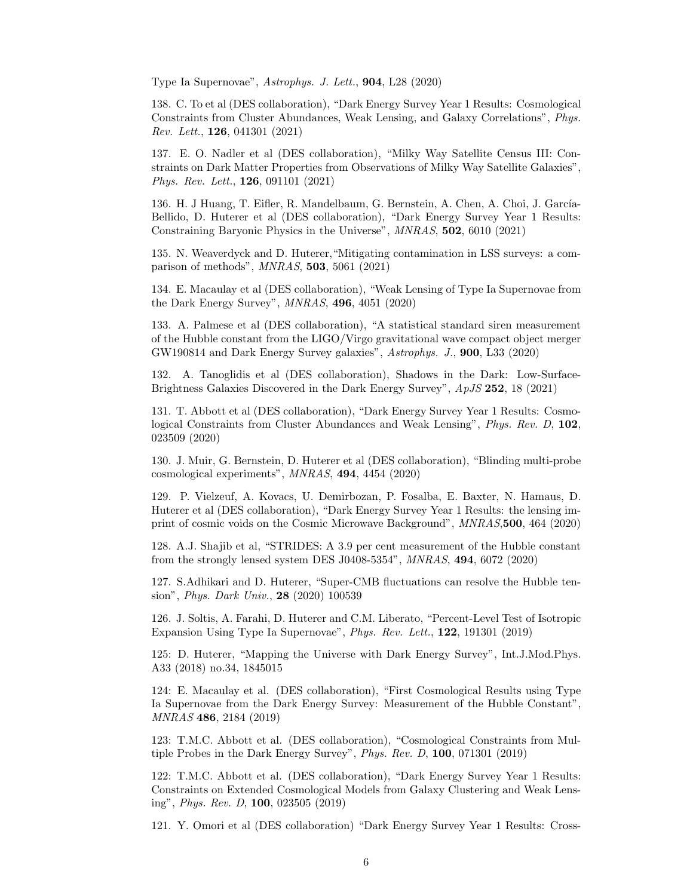Type Ia Supernovae", *Astrophys. J. Lett.*, **904**, L28 (2020)

138. C. To et al (DES collaboration), "Dark Energy Survey Year 1 Results: Cosmological Constraints from Cluster Abundances, Weak Lensing, and Galaxy Correlations", *Phys. Rev. Lett.*, **126**, 041301 (2021)

137. E. O. Nadler et al (DES collaboration), "Milky Way Satellite Census III: Constraints on Dark Matter Properties from Observations of Milky Way Satellite Galaxies", *Phys. Rev. Lett.*, **126**, 091101 (2021)

136. H. J Huang, T. Eifler, R. Mandelbaum, G. Bernstein, A. Chen, A. Choi, J. García-Bellido, D. Huterer et al (DES collaboration), "Dark Energy Survey Year 1 Results: Constraining Baryonic Physics in the Universe", *MNRAS*, **502**, 6010 (2021)

135. N. Weaverdyck and D. Huterer,"Mitigating contamination in LSS surveys: a comparison of methods", *MNRAS*, **503**, 5061 (2021)

134. E. Macaulay et al (DES collaboration), "Weak Lensing of Type Ia Supernovae from the Dark Energy Survey", *MNRAS*, **496**, 4051 (2020)

133. A. Palmese et al (DES collaboration), "A statistical standard siren measurement of the Hubble constant from the LIGO/Virgo gravitational wave compact object merger GW190814 and Dark Energy Survey galaxies", *Astrophys. J.*, **900**, L33 (2020)

132. A. Tanoglidis et al (DES collaboration), Shadows in the Dark: Low-Surface-Brightness Galaxies Discovered in the Dark Energy Survey", *ApJS* **252**, 18 (2021)

131. T. Abbott et al (DES collaboration), "Dark Energy Survey Year 1 Results: Cosmological Constraints from Cluster Abundances and Weak Lensing", *Phys. Rev. D*, **102**, 023509 (2020)

130. J. Muir, G. Bernstein, D. Huterer et al (DES collaboration), "Blinding multi-probe cosmological experiments", *MNRAS*, **494**, 4454 (2020)

129. P. Vielzeuf, A. Kovacs, U. Demirbozan, P. Fosalba, E. Baxter, N. Hamaus, D. Huterer et al (DES collaboration), "Dark Energy Survey Year 1 Results: the lensing imprint of cosmic voids on the Cosmic Microwave Background", *MNRAS*,**500**, 464 (2020)

128. A.J. Shajib et al, "STRIDES: A 3.9 per cent measurement of the Hubble constant from the strongly lensed system DES J0408-5354", *MNRAS*, **494**, 6072 (2020)

127. S.Adhikari and D. Huterer, "Super-CMB fluctuations can resolve the Hubble tension", *Phys. Dark Univ.*, **28** (2020) 100539

126. J. Soltis, A. Farahi, D. Huterer and C.M. Liberato, "Percent-Level Test of Isotropic Expansion Using Type Ia Supernovae", *Phys. Rev. Lett.*, **122**, 191301 (2019)

125: D. Huterer, "Mapping the Universe with Dark Energy Survey", Int.J.Mod.Phys. A33 (2018) no.34, 1845015

124: E. Macaulay et al. (DES collaboration), "First Cosmological Results using Type Ia Supernovae from the Dark Energy Survey: Measurement of the Hubble Constant", *MNRAS* **486**, 2184 (2019)

123: T.M.C. Abbott et al. (DES collaboration), "Cosmological Constraints from Multiple Probes in the Dark Energy Survey", *Phys. Rev. D*, **100**, 071301 (2019)

122: T.M.C. Abbott et al. (DES collaboration), "Dark Energy Survey Year 1 Results: Constraints on Extended Cosmological Models from Galaxy Clustering and Weak Lensing", *Phys. Rev. D*, **100**, 023505 (2019)

121. Y. Omori et al (DES collaboration) "Dark Energy Survey Year 1 Results: Cross-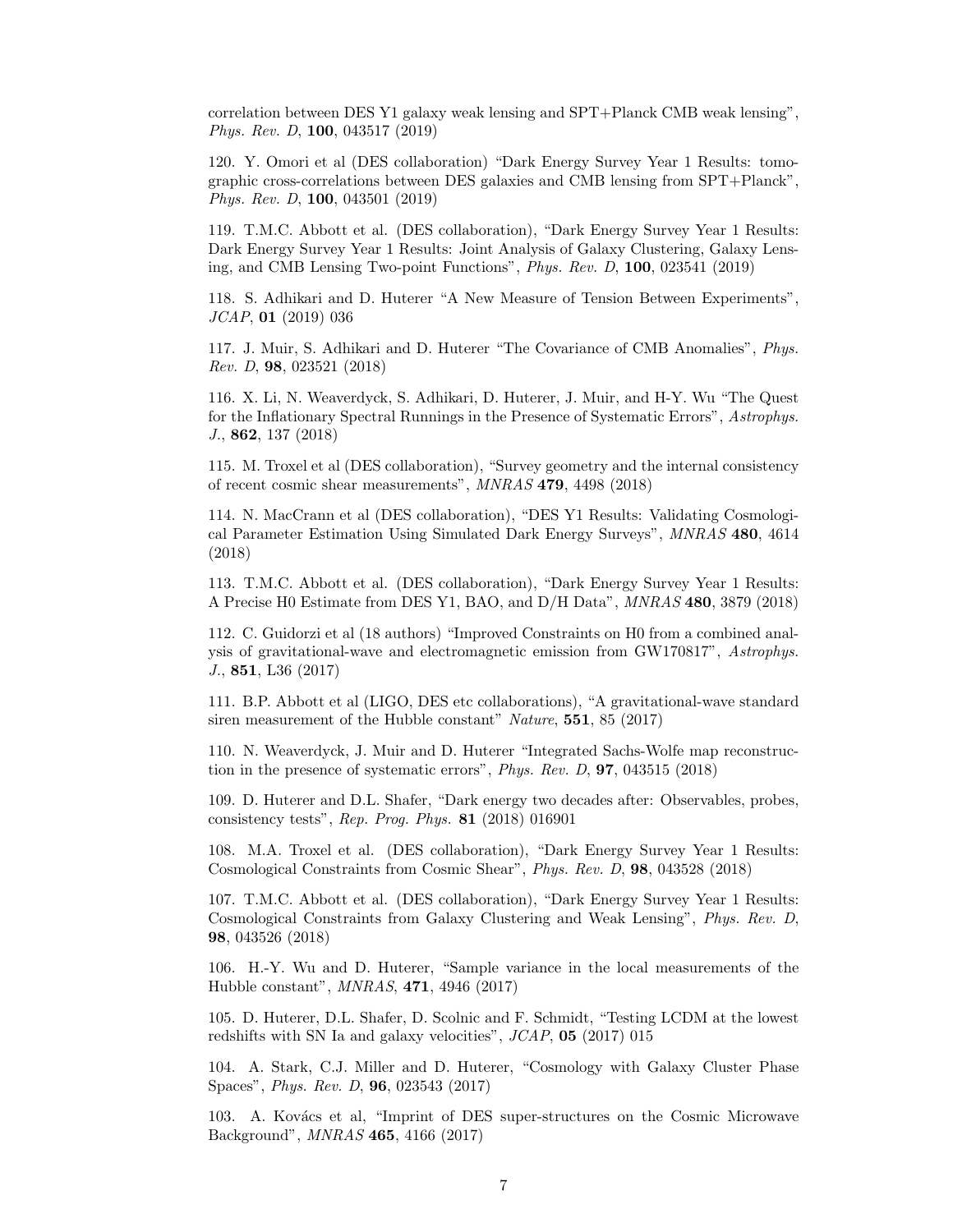correlation between DES Y1 galaxy weak lensing and SPT+Planck CMB weak lensing", *Phys. Rev. D*, **100**, 043517 (2019)

120. Y. Omori et al (DES collaboration) "Dark Energy Survey Year 1 Results: tomographic cross-correlations between DES galaxies and CMB lensing from SPT+Planck", *Phys. Rev. D*, **100**, 043501 (2019)

119. T.M.C. Abbott et al. (DES collaboration), "Dark Energy Survey Year 1 Results: Dark Energy Survey Year 1 Results: Joint Analysis of Galaxy Clustering, Galaxy Lensing, and CMB Lensing Two-point Functions", *Phys. Rev. D*, **100**, 023541 (2019)

118. S. Adhikari and D. Huterer "A New Measure of Tension Between Experiments", *JCAP*, **01** (2019) 036

117. J. Muir, S. Adhikari and D. Huterer "The Covariance of CMB Anomalies", *Phys. Rev. D*, **98**, 023521 (2018)

116. X. Li, N. Weaverdyck, S. Adhikari, D. Huterer, J. Muir, and H-Y. Wu "The Quest for the Inflationary Spectral Runnings in the Presence of Systematic Errors", *Astrophys. J.*, **862**, 137 (2018)

115. M. Troxel et al (DES collaboration), "Survey geometry and the internal consistency of recent cosmic shear measurements", *MNRAS* **479**, 4498 (2018)

114. N. MacCrann et al (DES collaboration), "DES Y1 Results: Validating Cosmological Parameter Estimation Using Simulated Dark Energy Surveys", *MNRAS* **480**, 4614 (2018)

113. T.M.C. Abbott et al. (DES collaboration), "Dark Energy Survey Year 1 Results: A Precise H0 Estimate from DES Y1, BAO, and D/H Data", *MNRAS* **480**, 3879 (2018)

112. C. Guidorzi et al (18 authors) "Improved Constraints on H0 from a combined analysis of gravitational-wave and electromagnetic emission from GW170817", *Astrophys. J.*, **851**, L36 (2017)

111. B.P. Abbott et al (LIGO, DES etc collaborations), "A gravitational-wave standard siren measurement of the Hubble constant" *Nature*, **551**, 85 (2017)

110. N. Weaverdyck, J. Muir and D. Huterer "Integrated Sachs-Wolfe map reconstruction in the presence of systematic errors", *Phys. Rev. D*, **97**, 043515 (2018)

109. D. Huterer and D.L. Shafer, "Dark energy two decades after: Observables, probes, consistency tests", *Rep. Prog. Phys.* **81** (2018) 016901

108. M.A. Troxel et al. (DES collaboration), "Dark Energy Survey Year 1 Results: Cosmological Constraints from Cosmic Shear", *Phys. Rev. D*, **98**, 043528 (2018)

107. T.M.C. Abbott et al. (DES collaboration), "Dark Energy Survey Year 1 Results: Cosmological Constraints from Galaxy Clustering and Weak Lensing", *Phys. Rev. D*, **98**, 043526 (2018)

106. H.-Y. Wu and D. Huterer, "Sample variance in the local measurements of the Hubble constant", *MNRAS*, **471**, 4946 (2017)

105. D. Huterer, D.L. Shafer, D. Scolnic and F. Schmidt, "Testing LCDM at the lowest redshifts with SN Ia and galaxy velocities", *JCAP*, **05** (2017) 015

104. A. Stark, C.J. Miller and D. Huterer, "Cosmology with Galaxy Cluster Phase Spaces", *Phys. Rev. D*, **96**, 023543 (2017)

103. A. Kovács et al, "Imprint of DES super-structures on the Cosmic Microwave Background", *MNRAS* **465**, 4166 (2017)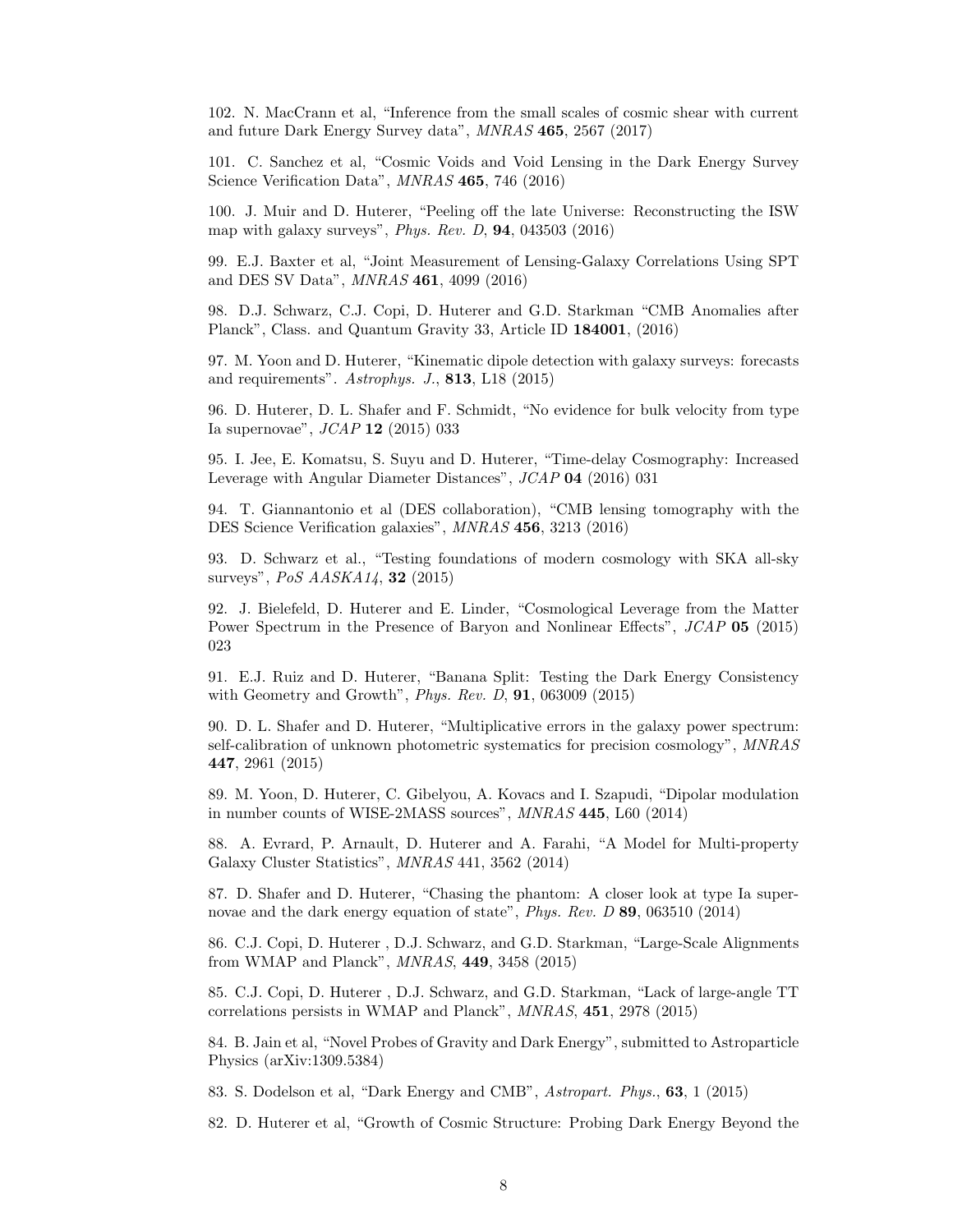102. N. MacCrann et al, "Inference from the small scales of cosmic shear with current and future Dark Energy Survey data", *MNRAS* **465**, 2567 (2017)

101. C. Sanchez et al, "Cosmic Voids and Void Lensing in the Dark Energy Survey Science Verification Data", *MNRAS* **465**, 746 (2016)

100. J. Muir and D. Huterer, "Peeling off the late Universe: Reconstructing the ISW map with galaxy surveys", *Phys. Rev. D*, **94**, 043503 (2016)

99. E.J. Baxter et al, "Joint Measurement of Lensing-Galaxy Correlations Using SPT and DES SV Data", *MNRAS* **461**, 4099 (2016)

98. D.J. Schwarz, C.J. Copi, D. Huterer and G.D. Starkman "CMB Anomalies after Planck", Class. and Quantum Gravity 33, Article ID **184001**, (2016)

97. M. Yoon and D. Huterer, "Kinematic dipole detection with galaxy surveys: forecasts and requirements". *Astrophys. J.*, **813**, L18 (2015)

96. D. Huterer, D. L. Shafer and F. Schmidt, "No evidence for bulk velocity from type Ia supernovae", *JCAP* **12** (2015) 033

95. I. Jee, E. Komatsu, S. Suyu and D. Huterer, "Time-delay Cosmography: Increased Leverage with Angular Diameter Distances", *JCAP* **04** (2016) 031

94. T. Giannantonio et al (DES collaboration), "CMB lensing tomography with the DES Science Verification galaxies", *MNRAS* **456**, 3213 (2016)

93. D. Schwarz et al., "Testing foundations of modern cosmology with SKA all-sky surveys", *PoS AASKA14*, **32** (2015)

92. J. Bielefeld, D. Huterer and E. Linder, "Cosmological Leverage from the Matter Power Spectrum in the Presence of Baryon and Nonlinear Effects", *JCAP* **05** (2015) 023

91. E.J. Ruiz and D. Huterer, "Banana Split: Testing the Dark Energy Consistency with Geometry and Growth", *Phys. Rev. D*, **91**, 063009 (2015)

90. D. L. Shafer and D. Huterer, "Multiplicative errors in the galaxy power spectrum: self-calibration of unknown photometric systematics for precision cosmology", *MNRAS* **447**, 2961 (2015)

89. M. Yoon, D. Huterer, C. Gibelyou, A. Kovacs and I. Szapudi, "Dipolar modulation in number counts of WISE-2MASS sources", *MNRAS* **445**, L60 (2014)

88. A. Evrard, P. Arnault, D. Huterer and A. Farahi, "A Model for Multi-property Galaxy Cluster Statistics", *MNRAS* 441, 3562 (2014)

87. D. Shafer and D. Huterer, "Chasing the phantom: A closer look at type Ia supernovae and the dark energy equation of state", *Phys. Rev. D* **89**, 063510 (2014)

86. C.J. Copi, D. Huterer , D.J. Schwarz, and G.D. Starkman, "Large-Scale Alignments from WMAP and Planck", *MNRAS*, **449**, 3458 (2015)

85. C.J. Copi, D. Huterer , D.J. Schwarz, and G.D. Starkman, "Lack of large-angle TT correlations persists in WMAP and Planck", *MNRAS*, **451**, 2978 (2015)

84. B. Jain et al, "Novel Probes of Gravity and Dark Energy", submitted to Astroparticle Physics (arXiv:1309.5384)

83. S. Dodelson et al, "Dark Energy and CMB", *Astropart. Phys.*, **63**, 1 (2015)

82. D. Huterer et al, "Growth of Cosmic Structure: Probing Dark Energy Beyond the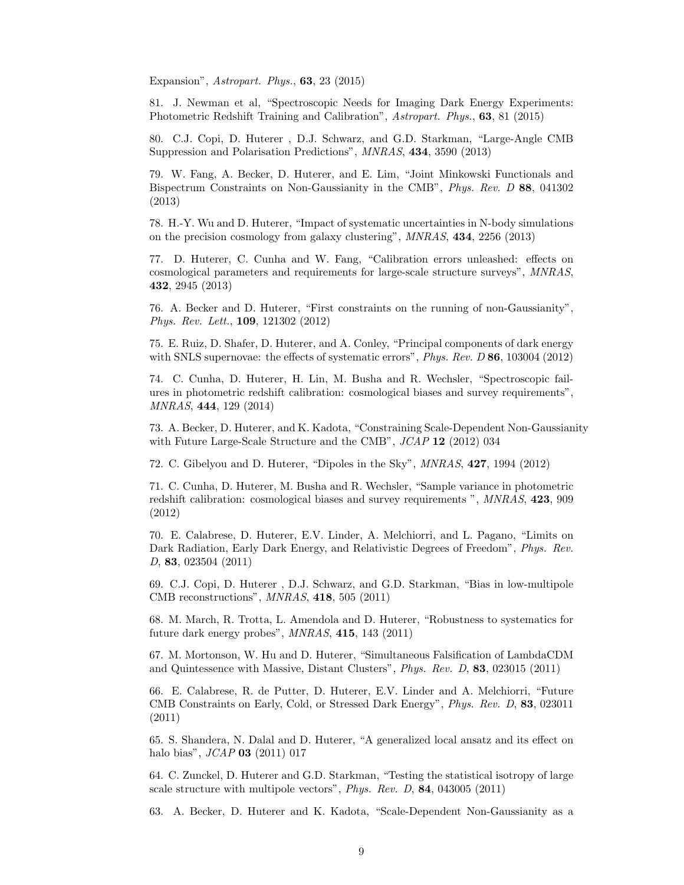Expansion", *Astropart. Phys.*, **63**, 23 (2015)

81. J. Newman et al, "Spectroscopic Needs for Imaging Dark Energy Experiments: Photometric Redshift Training and Calibration", *Astropart. Phys.*, **63**, 81 (2015)

80. C.J. Copi, D. Huterer , D.J. Schwarz, and G.D. Starkman, "Large-Angle CMB Suppression and Polarisation Predictions", *MNRAS*, **434**, 3590 (2013)

79. W. Fang, A. Becker, D. Huterer, and E. Lim, "Joint Minkowski Functionals and Bispectrum Constraints on Non-Gaussianity in the CMB", *Phys. Rev. D* **88**, 041302 (2013)

78. H.-Y. Wu and D. Huterer, "Impact of systematic uncertainties in N-body simulations on the precision cosmology from galaxy clustering", *MNRAS*, **434**, 2256 (2013)

77. D. Huterer, C. Cunha and W. Fang, "Calibration errors unleashed: effects on cosmological parameters and requirements for large-scale structure surveys", *MNRAS*, **432**, 2945 (2013)

76. A. Becker and D. Huterer, "First constraints on the running of non-Gaussianity", *Phys. Rev. Lett.*, **109**, 121302 (2012)

75. E. Ruiz, D. Shafer, D. Huterer, and A. Conley, "Principal components of dark energy with SNLS supernovae: the effects of systematic errors", *Phys. Rev. D* **86**, 103004 (2012)

74. C. Cunha, D. Huterer, H. Lin, M. Busha and R. Wechsler, "Spectroscopic failures in photometric redshift calibration: cosmological biases and survey requirements", *MNRAS*, **444**, 129 (2014)

73. A. Becker, D. Huterer, and K. Kadota, "Constraining Scale-Dependent Non-Gaussianity with Future Large-Scale Structure and the CMB", *JCAP* **12** (2012) 034

72. C. Gibelyou and D. Huterer, "Dipoles in the Sky", *MNRAS*, **427**, 1994 (2012)

71. C. Cunha, D. Huterer, M. Busha and R. Wechsler, "Sample variance in photometric redshift calibration: cosmological biases and survey requirements ", *MNRAS*, **423**, 909 (2012)

70. E. Calabrese, D. Huterer, E.V. Linder, A. Melchiorri, and L. Pagano, "Limits on Dark Radiation, Early Dark Energy, and Relativistic Degrees of Freedom", *Phys. Rev. D*, **83**, 023504 (2011)

69. C.J. Copi, D. Huterer , D.J. Schwarz, and G.D. Starkman, "Bias in low-multipole CMB reconstructions", *MNRAS*, **418**, 505 (2011)

68. M. March, R. Trotta, L. Amendola and D. Huterer, "Robustness to systematics for future dark energy probes", *MNRAS*, **415**, 143 (2011)

67. M. Mortonson, W. Hu and D. Huterer, "Simultaneous Falsification of LambdaCDM and Quintessence with Massive, Distant Clusters", *Phys. Rev. D*, **83**, 023015 (2011)

66. E. Calabrese, R. de Putter, D. Huterer, E.V. Linder and A. Melchiorri, "Future CMB Constraints on Early, Cold, or Stressed Dark Energy", *Phys. Rev. D*, **83**, 023011 (2011)

65. S. Shandera, N. Dalal and D. Huterer, "A generalized local ansatz and its effect on halo bias", *JCAP* **03** (2011) 017

64. C. Zunckel, D. Huterer and G.D. Starkman, "Testing the statistical isotropy of large scale structure with multipole vectors", *Phys. Rev. D*, **84**, 043005 (2011)

63. A. Becker, D. Huterer and K. Kadota, "Scale-Dependent Non-Gaussianity as a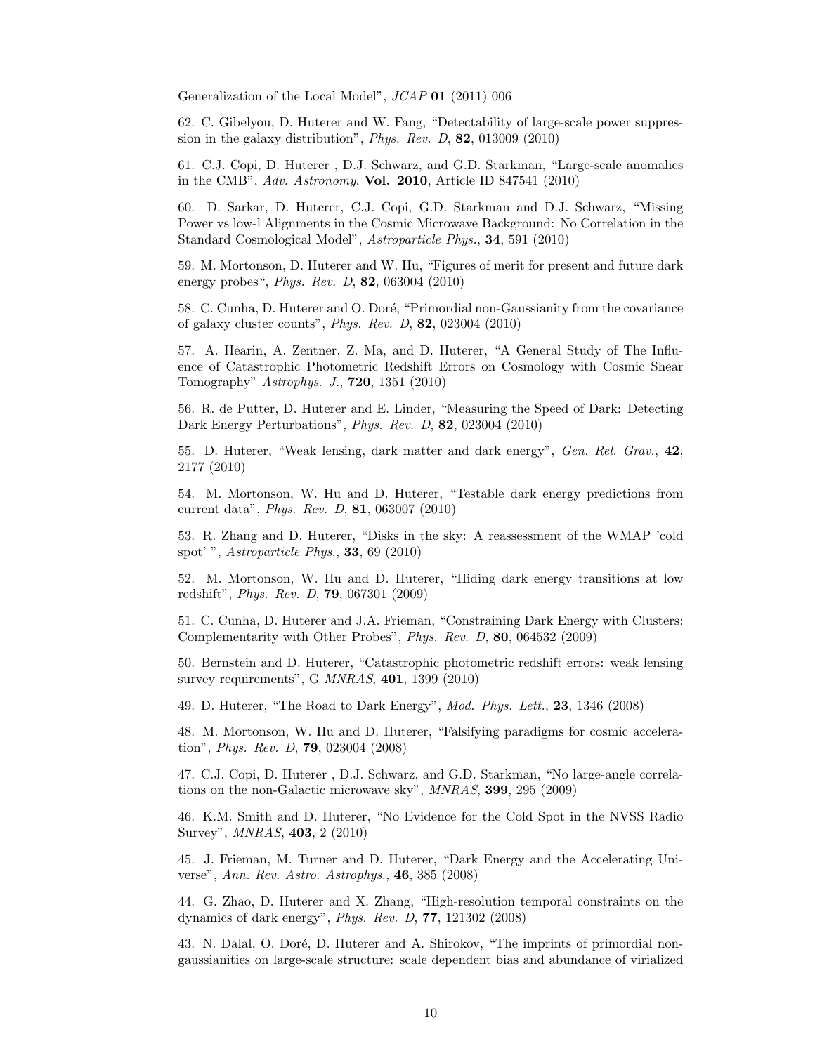Generalization of the Local Model", *JCAP* **01** (2011) 006

62. C. Gibelyou, D. Huterer and W. Fang, "Detectability of large-scale power suppression in the galaxy distribution", *Phys. Rev. D*, **82**, 013009 (2010)

61. C.J. Copi, D. Huterer , D.J. Schwarz, and G.D. Starkman, "Large-scale anomalies in the CMB", *Adv. Astronomy*, **Vol. 2010**, Article ID 847541 (2010)

60. D. Sarkar, D. Huterer, C.J. Copi, G.D. Starkman and D.J. Schwarz, "Missing Power vs low-l Alignments in the Cosmic Microwave Background: No Correlation in the Standard Cosmological Model", *Astroparticle Phys.*, **34**, 591 (2010)

59. M. Mortonson, D. Huterer and W. Hu, "Figures of merit for present and future dark energy probes", *Phys. Rev. D*, **82**, 063004 (2010)

58. C. Cunha, D. Huterer and O. Doré, "Primordial non-Gaussianity from the covariance of galaxy cluster counts", *Phys. Rev. D*, **82**, 023004 (2010)

57. A. Hearin, A. Zentner, Z. Ma, and D. Huterer, "A General Study of The Influence of Catastrophic Photometric Redshift Errors on Cosmology with Cosmic Shear Tomography" *Astrophys. J.*, **720**, 1351 (2010)

56. R. de Putter, D. Huterer and E. Linder, "Measuring the Speed of Dark: Detecting Dark Energy Perturbations", *Phys. Rev. D*, **82**, 023004 (2010)

55. D. Huterer, "Weak lensing, dark matter and dark energy", *Gen. Rel. Grav.*, **42**, 2177 (2010)

54. M. Mortonson, W. Hu and D. Huterer, "Testable dark energy predictions from current data", *Phys. Rev. D*, **81**, 063007 (2010)

53. R. Zhang and D. Huterer, "Disks in the sky: A reassessment of the WMAP 'cold spot' ", *Astroparticle Phys.*, **33**, 69 (2010)

52. M. Mortonson, W. Hu and D. Huterer, "Hiding dark energy transitions at low redshift", *Phys. Rev. D*, **79**, 067301 (2009)

51. C. Cunha, D. Huterer and J.A. Frieman, "Constraining Dark Energy with Clusters: Complementarity with Other Probes", *Phys. Rev. D*, **80**, 064532 (2009)

50. Bernstein and D. Huterer, "Catastrophic photometric redshift errors: weak lensing survey requirements", G *MNRAS*, **401**, 1399 (2010)

49. D. Huterer, "The Road to Dark Energy", *Mod. Phys. Lett.*, **23**, 1346 (2008)

48. M. Mortonson, W. Hu and D. Huterer, "Falsifying paradigms for cosmic acceleration", *Phys. Rev. D*, **79**, 023004 (2008)

47. C.J. Copi, D. Huterer , D.J. Schwarz, and G.D. Starkman, "No large-angle correlations on the non-Galactic microwave sky", *MNRAS*, **399**, 295 (2009)

46. K.M. Smith and D. Huterer, "No Evidence for the Cold Spot in the NVSS Radio Survey", *MNRAS*, **403**, 2 (2010)

45. J. Frieman, M. Turner and D. Huterer, "Dark Energy and the Accelerating Universe", *Ann. Rev. Astro. Astrophys.*, **46**, 385 (2008)

44. G. Zhao, D. Huterer and X. Zhang, "High-resolution temporal constraints on the dynamics of dark energy", *Phys. Rev. D*, **77**, 121302 (2008)

43. N. Dalal, O. Doré, D. Huterer and A. Shirokov, "The imprints of primordial non-gaussianities on large-scale structure: scale dependent bias and abundance of virialized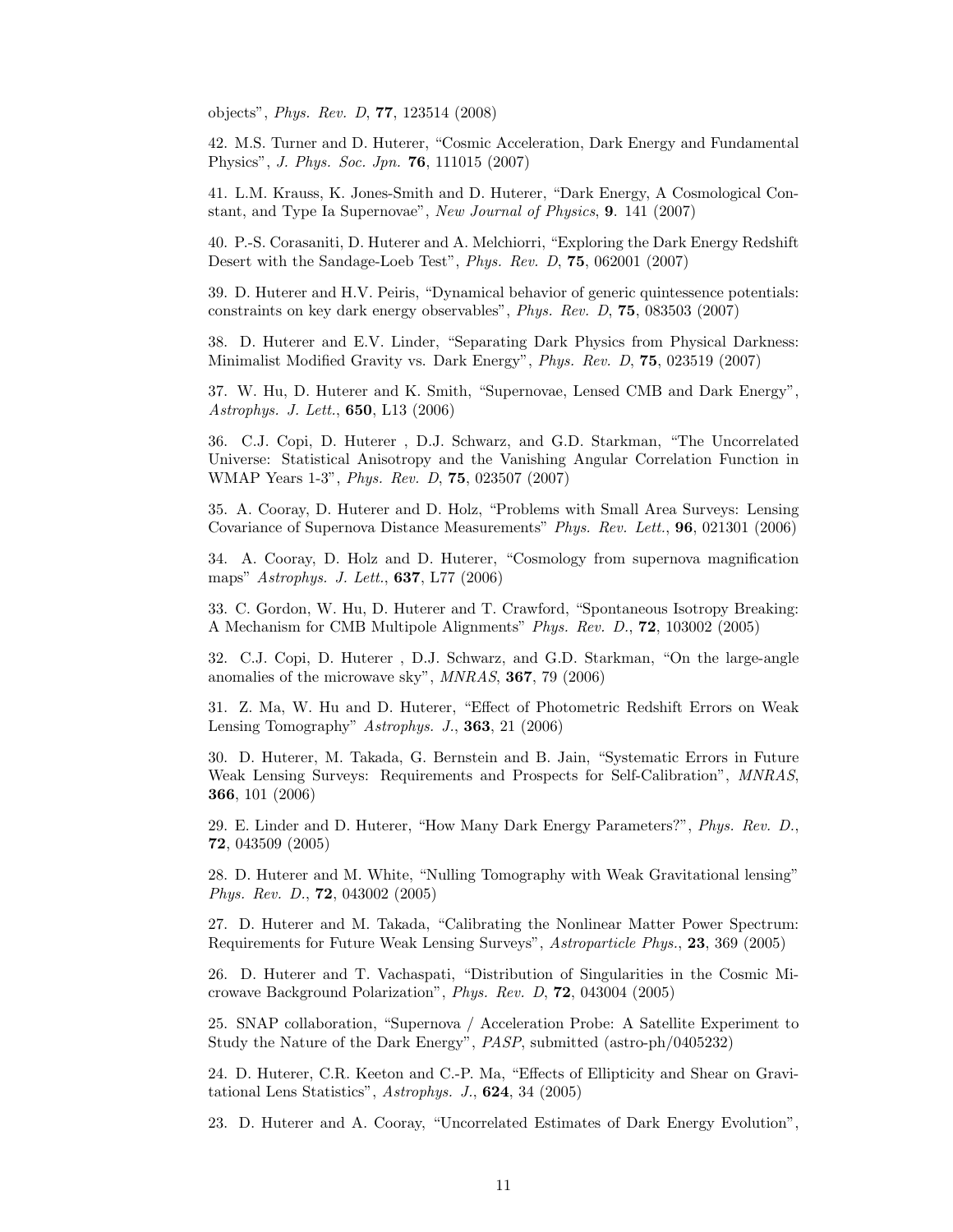objects", *Phys. Rev. D*, **77**, 123514 (2008)

42. M.S. Turner and D. Huterer, "Cosmic Acceleration, Dark Energy and Fundamental Physics", *J. Phys. Soc. Jpn.* **76**, 111015 (2007)

41. L.M. Krauss, K. Jones-Smith and D. Huterer, "Dark Energy, A Cosmological Constant, and Type Ia Supernovae", *New Journal of Physics*, **9**. 141 (2007)

40. P.-S. Corasaniti, D. Huterer and A. Melchiorri, "Exploring the Dark Energy Redshift Desert with the Sandage-Loeb Test", *Phys. Rev. D*, **75**, 062001 (2007)

39. D. Huterer and H.V. Peiris, "Dynamical behavior of generic quintessence potentials: constraints on key dark energy observables", *Phys. Rev. D*, **75**, 083503 (2007)

38. D. Huterer and E.V. Linder, "Separating Dark Physics from Physical Darkness: Minimalist Modified Gravity vs. Dark Energy", *Phys. Rev. D*, **75**, 023519 (2007)

37. W. Hu, D. Huterer and K. Smith, "Supernovae, Lensed CMB and Dark Energy", *Astrophys. J. Lett.*, **650**, L13 (2006)

36. C.J. Copi, D. Huterer , D.J. Schwarz, and G.D. Starkman, "The Uncorrelated Universe: Statistical Anisotropy and the Vanishing Angular Correlation Function in WMAP Years 1-3", *Phys. Rev. D*, **75**, 023507 (2007)

35. A. Cooray, D. Huterer and D. Holz, "Problems with Small Area Surveys: Lensing Covariance of Supernova Distance Measurements" *Phys. Rev. Lett.*, **96**, 021301 (2006)

34. A. Cooray, D. Holz and D. Huterer, "Cosmology from supernova magnification maps" *Astrophys. J. Lett.*, **637**, L77 (2006)

33. C. Gordon, W. Hu, D. Huterer and T. Crawford, "Spontaneous Isotropy Breaking: A Mechanism for CMB Multipole Alignments" *Phys. Rev. D.*, **72**, 103002 (2005)

32. C.J. Copi, D. Huterer , D.J. Schwarz, and G.D. Starkman, "On the large-angle anomalies of the microwave sky", *MNRAS*, **367**, 79 (2006)

31. Z. Ma, W. Hu and D. Huterer, "Effect of Photometric Redshift Errors on Weak Lensing Tomography" *Astrophys. J.*, **363**, 21 (2006)

30. D. Huterer, M. Takada, G. Bernstein and B. Jain, "Systematic Errors in Future Weak Lensing Surveys: Requirements and Prospects for Self-Calibration", *MNRAS*, **366**, 101 (2006)

29. E. Linder and D. Huterer, "How Many Dark Energy Parameters?", *Phys. Rev. D.*, **72**, 043509 (2005)

28. D. Huterer and M. White, "Nulling Tomography with Weak Gravitational lensing" *Phys. Rev. D.*, **72**, 043002 (2005)

27. D. Huterer and M. Takada, "Calibrating the Nonlinear Matter Power Spectrum: Requirements for Future Weak Lensing Surveys", *Astroparticle Phys.*, **23**, 369 (2005)

26. D. Huterer and T. Vachaspati, "Distribution of Singularities in the Cosmic Microwave Background Polarization", *Phys. Rev. D*, **72**, 043004 (2005)

25. SNAP collaboration, "Supernova / Acceleration Probe: A Satellite Experiment to Study the Nature of the Dark Energy", *PASP*, submitted (astro-ph/0405232)

24. D. Huterer, C.R. Keeton and C.-P. Ma, "Effects of Ellipticity and Shear on Gravitational Lens Statistics", *Astrophys. J.*, **624**, 34 (2005)

23. D. Huterer and A. Cooray, "Uncorrelated Estimates of Dark Energy Evolution",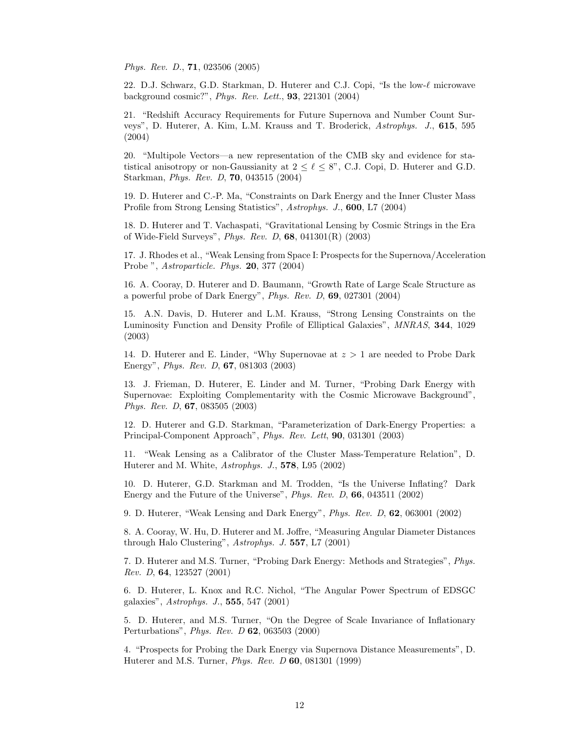*Phys. Rev. D.*, **71**, 023506 (2005)

22. D.J. Schwarz, G.D. Starkman, D. Huterer and C.J. Copi, "Is the low-$\ell$ microwave background cosmic?", *Phys. Rev. Lett.*, **93**, 221301 (2004)

21. "Redshift Accuracy Requirements for Future Supernova and Number Count Surveys", D. Huterer, A. Kim, L.M. Krauss and T. Broderick, *Astrophys. J.*, **615**, 595 (2004)

20. "Multipole Vectors—a new representation of the CMB sky and evidence for statistical anisotropy or non-Gaussianity at $2 \leq \ell \leq 8$", C.J. Copi, D. Huterer and G.D. Starkman, *Phys. Rev. D*, **70**, 043515 (2004)

19. D. Huterer and C.-P. Ma, "Constraints on Dark Energy and the Inner Cluster Mass Profile from Strong Lensing Statistics", *Astrophys. J.*, **600**, L7 (2004)

18. D. Huterer and T. Vachaspati, "Gravitational Lensing by Cosmic Strings in the Era of Wide-Field Surveys", *Phys. Rev. D*, **68**, 041301(R) (2003)

17. J. Rhodes et al., "Weak Lensing from Space I: Prospects for the Supernova/Acceleration Probe ", *Astroparticle. Phys.* **20**, 377 (2004)

16. A. Cooray, D. Huterer and D. Baumann, "Growth Rate of Large Scale Structure as a powerful probe of Dark Energy", *Phys. Rev. D*, **69**, 027301 (2004)

15. A.N. Davis, D. Huterer and L.M. Krauss, "Strong Lensing Constraints on the Luminosity Function and Density Profile of Elliptical Galaxies", *MNRAS*, **344**, 1029 (2003)

14. D. Huterer and E. Linder, "Why Supernovae at $z > 1$ are needed to Probe Dark Energy", *Phys. Rev. D*, **67**, 081303 (2003)

13. J. Frieman, D. Huterer, E. Linder and M. Turner, "Probing Dark Energy with Supernovae: Exploiting Complementarity with the Cosmic Microwave Background", *Phys. Rev. D*, **67**, 083505 (2003)

12. D. Huterer and G.D. Starkman, "Parameterization of Dark-Energy Properties: a Principal-Component Approach", *Phys. Rev. Lett*, **90**, 031301 (2003)

11. "Weak Lensing as a Calibrator of the Cluster Mass-Temperature Relation", D. Huterer and M. White, *Astrophys. J.*, **578**, L95 (2002)

10. D. Huterer, G.D. Starkman and M. Trodden, "Is the Universe Inflating? Dark Energy and the Future of the Universe", *Phys. Rev. D*, **66**, 043511 (2002)

9. D. Huterer, "Weak Lensing and Dark Energy", *Phys. Rev. D*, **62**, 063001 (2002)

8. A. Cooray, W. Hu, D. Huterer and M. Joffre, "Measuring Angular Diameter Distances through Halo Clustering", *Astrophys. J.* **557**, L7 (2001)

7. D. Huterer and M.S. Turner, "Probing Dark Energy: Methods and Strategies", *Phys. Rev. D*, **64**, 123527 (2001)

6. D. Huterer, L. Knox and R.C. Nichol, "The Angular Power Spectrum of EDSGC galaxies", *Astrophys. J.*, **555**, 547 (2001)

5. D. Huterer, and M.S. Turner, "On the Degree of Scale Invariance of Inflationary Perturbations", *Phys. Rev. D* **62**, 063503 (2000)

4. "Prospects for Probing the Dark Energy via Supernova Distance Measurements", D. Huterer and M.S. Turner, *Phys. Rev. D* **60**, 081301 (1999)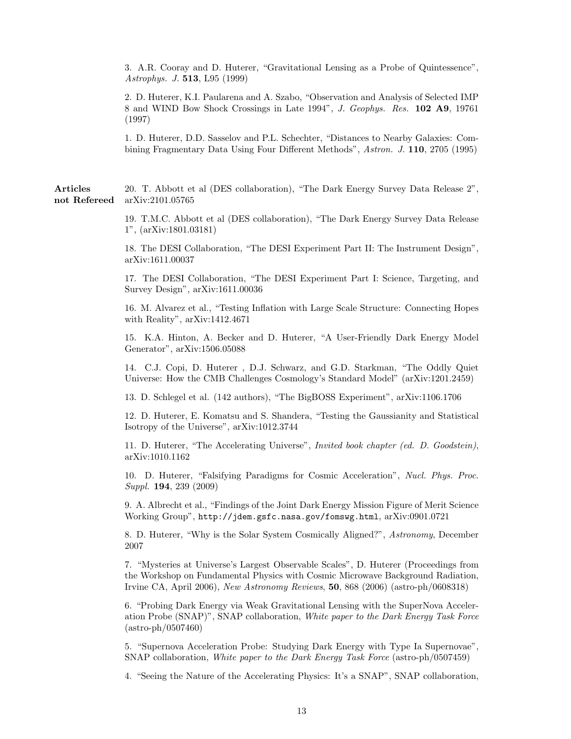3. A.R. Cooray and D. Huterer, "Gravitational Lensing as a Probe of Quintessence", *Astrophys. J.* **513**, L95 (1999)

2. D. Huterer, K.I. Paularena and A. Szabo, "Observation and Analysis of Selected IMP 8 and WIND Bow Shock Crossings in Late 1994", *J. Geophys. Res.* **102 A9**, 19761 (1997)

1. D. Huterer, D.D. Sasselov and P.L. Schechter, "Distances to Nearby Galaxies: Combining Fragmentary Data Using Four Different Methods", *Astron. J.* **110**, 2705 (1995)

**Articles not Refereed**

20. T. Abbott et al (DES collaboration), "The Dark Energy Survey Data Release 2", arXiv:2101.05765

19. T.M.C. Abbott et al (DES collaboration), "The Dark Energy Survey Data Release 1", (arXiv:1801.03181)

18. The DESI Collaboration, "The DESI Experiment Part II: The Instrument Design", arXiv:1611.00037

17. The DESI Collaboration, "The DESI Experiment Part I: Science, Targeting, and Survey Design", arXiv:1611.00036

16. M. Alvarez et al., "Testing Inflation with Large Scale Structure: Connecting Hopes with Reality", arXiv:1412.4671

15. K.A. Hinton, A. Becker and D. Huterer, "A User-Friendly Dark Energy Model Generator", arXiv:1506.05088

14. C.J. Copi, D. Huterer , D.J. Schwarz, and G.D. Starkman, "The Oddly Quiet Universe: How the CMB Challenges Cosmology's Standard Model" (arXiv:1201.2459)

13. D. Schlegel et al. (142 authors), "The BigBOSS Experiment", arXiv:1106.1706

12. D. Huterer, E. Komatsu and S. Shandera, "Testing the Gaussianity and Statistical Isotropy of the Universe", arXiv:1012.3744

11. D. Huterer, "The Accelerating Universe", *Invited book chapter (ed. D. Goodstein)*, arXiv:1010.1162

10. D. Huterer, "Falsifying Paradigms for Cosmic Acceleration", *Nucl. Phys. Proc. Suppl.* **194**, 239 (2009)

9. A. Albrecht et al., "Findings of the Joint Dark Energy Mission Figure of Merit Science Working Group", `http://jdem.gsfc.nasa.gov/fomswg.html`, arXiv:0901.0721

8. D. Huterer, "Why is the Solar System Cosmically Aligned?", *Astronomy*, December 2007

7. "Mysteries at Universe's Largest Observable Scales", D. Huterer (Proceedings from the Workshop on Fundamental Physics with Cosmic Microwave Background Radiation, Irvine CA, April 2006), *New Astronomy Reviews*, **50**, 868 (2006) (astro-ph/0608318)

6. "Probing Dark Energy via Weak Gravitational Lensing with the SuperNova Acceleration Probe (SNAP)", SNAP collaboration, *White paper to the Dark Energy Task Force* (astro-ph/0507460)

5. "Supernova Acceleration Probe: Studying Dark Energy with Type Ia Supernovae", SNAP collaboration, *White paper to the Dark Energy Task Force* (astro-ph/0507459)

4. "Seeing the Nature of the Accelerating Physics: It's a SNAP", SNAP collaboration,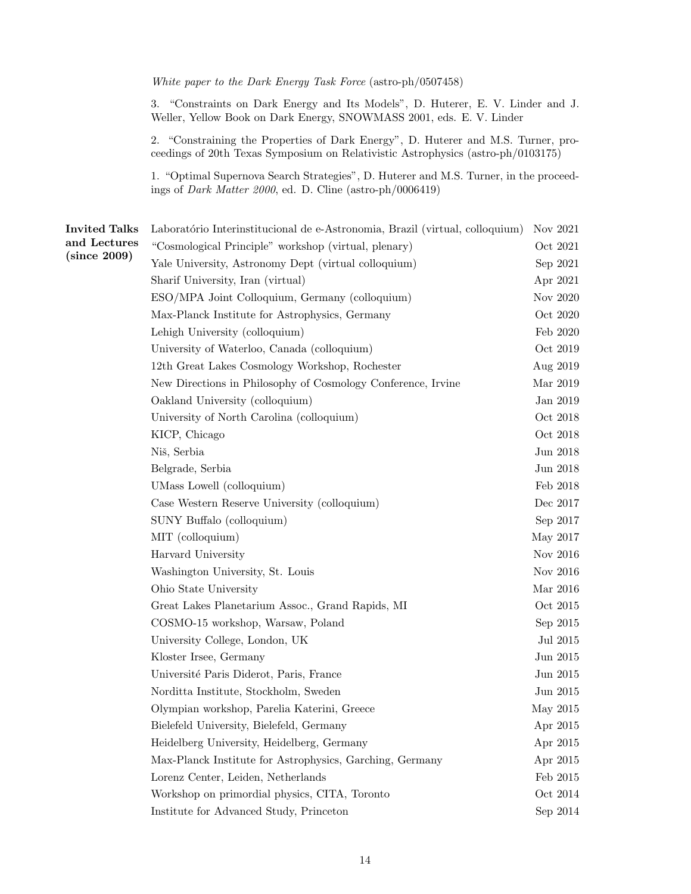*White paper to the Dark Energy Task Force* (astro-ph/0507458)

3. "Constraints on Dark Energy and Its Models", D. Huterer, E. V. Linder and J. Weller, Yellow Book on Dark Energy, SNOWMASS 2001, eds. E. V. Linder

2. "Constraining the Properties of Dark Energy", D. Huterer and M.S. Turner, proceedings of 20th Texas Symposium on Relativistic Astrophysics (astro-ph/0103175)

1. "Optimal Supernova Search Strategies", D. Huterer and M.S. Turner, in the proceedings of *Dark Matter 2000*, ed. D. Cline (astro-ph/0006419)

**Invited Talks and Lectures (since 2009)**

| | |
|---|---|
| Laboratório Interinstitucional de e-Astronomia, Brazil (virtual, colloquium) | Nov 2021 |
| "Cosmological Principle" workshop (virtual, plenary) | Oct 2021 |
| Yale University, Astronomy Dept (virtual colloquium) | Sep 2021 |
| Sharif University, Iran (virtual) | Apr 2021 |
| ESO/MPA Joint Colloquium, Germany (colloquium) | Nov 2020 |
| Max-Planck Institute for Astrophysics, Germany | Oct 2020 |
| Lehigh University (colloquium) | Feb 2020 |
| University of Waterloo, Canada (colloquium) | Oct 2019 |
| 12th Great Lakes Cosmology Workshop, Rochester | Aug 2019 |
| New Directions in Philosophy of Cosmology Conference, Irvine | Mar 2019 |
| Oakland University (colloquium) | Jan 2019 |
| University of North Carolina (colloquium) | Oct 2018 |
| KICP, Chicago | Oct 2018 |
| Niš, Serbia | Jun 2018 |
| Belgrade, Serbia | Jun 2018 |
| UMass Lowell (colloquium) | Feb 2018 |
| Case Western Reserve University (colloquium) | Dec 2017 |
| SUNY Buffalo (colloquium) | Sep 2017 |
| MIT (colloquium) | May 2017 |
| Harvard University | Nov 2016 |
| Washington University, St. Louis | Nov 2016 |
| Ohio State University | Mar 2016 |
| Great Lakes Planetarium Assoc., Grand Rapids, MI | Oct 2015 |
| COSMO-15 workshop, Warsaw, Poland | Sep 2015 |
| University College, London, UK | Jul 2015 |
| Kloster Irsee, Germany | Jun 2015 |
| Université Paris Diderot, Paris, France | Jun 2015 |
| Norditta Institute, Stockholm, Sweden | Jun 2015 |
| Olympian workshop, Parelia Katerini, Greece | May 2015 |
| Bielefeld University, Bielefeld, Germany | Apr 2015 |
| Heidelberg University, Heidelberg, Germany | Apr 2015 |
| Max-Planck Institute for Astrophysics, Garching, Germany | Apr 2015 |
| Lorenz Center, Leiden, Netherlands | Feb 2015 |
| Workshop on primordial physics, CITA, Toronto | Oct 2014 |
| Institute for Advanced Study, Princeton | Sep 2014 |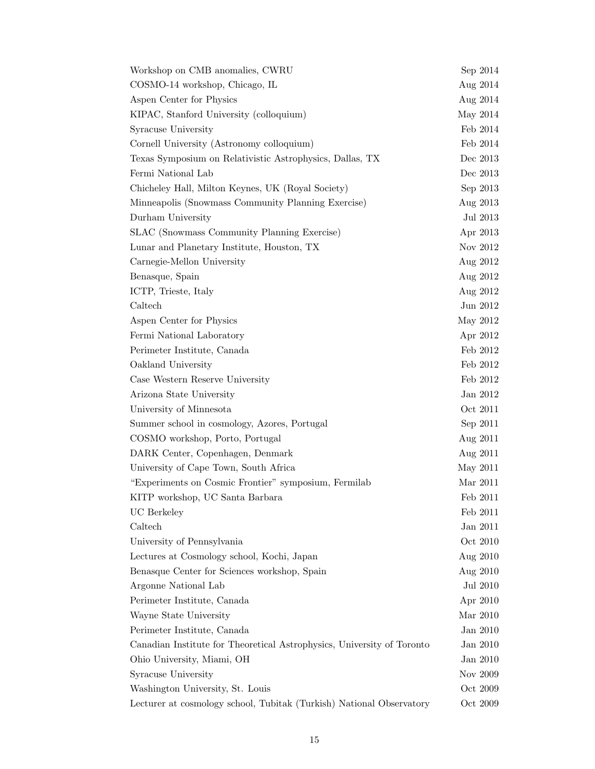| | |
|---|---|
| Workshop on CMB anomalies, CWRU | Sep 2014 |
| COSMO-14 workshop, Chicago, IL | Aug 2014 |
| Aspen Center for Physics | Aug 2014 |
| KIPAC, Stanford University (colloquium) | May 2014 |
| Syracuse University | Feb 2014 |
| Cornell University (Astronomy colloquium) | Feb 2014 |
| Texas Symposium on Relativistic Astrophysics, Dallas, TX | Dec 2013 |
| Fermi National Lab | Dec 2013 |
| Chicheley Hall, Milton Keynes, UK (Royal Society) | Sep 2013 |
| Minneapolis (Snowmass Community Planning Exercise) | Aug 2013 |
| Durham University | Jul 2013 |
| SLAC (Snowmass Community Planning Exercise) | Apr 2013 |
| Lunar and Planetary Institute, Houston, TX | Nov 2012 |
| Carnegie-Mellon University | Aug 2012 |
| Benasque, Spain | Aug 2012 |
| ICTP, Trieste, Italy | Aug 2012 |
| Caltech | Jun 2012 |
| Aspen Center for Physics | May 2012 |
| Fermi National Laboratory | Apr 2012 |
| Perimeter Institute, Canada | Feb 2012 |
| Oakland University | Feb 2012 |
| Case Western Reserve University | Feb 2012 |
| Arizona State University | Jan 2012 |
| University of Minnesota | Oct 2011 |
| Summer school in cosmology, Azores, Portugal | Sep 2011 |
| COSMO workshop, Porto, Portugal | Aug 2011 |
| DARK Center, Copenhagen, Denmark | Aug 2011 |
| University of Cape Town, South Africa | May 2011 |
| "Experiments on Cosmic Frontier" symposium, Fermilab | Mar 2011 |
| KITP workshop, UC Santa Barbara | Feb 2011 |
| UC Berkeley | Feb 2011 |
| Caltech | Jan 2011 |
| University of Pennsylvania | Oct 2010 |
| Lectures at Cosmology school, Kochi, Japan | Aug 2010 |
| Benasque Center for Sciences workshop, Spain | Aug 2010 |
| Argonne National Lab | Jul 2010 |
| Perimeter Institute, Canada | Apr 2010 |
| Wayne State University | Mar 2010 |
| Perimeter Institute, Canada | Jan 2010 |
| Canadian Institute for Theoretical Astrophysics, University of Toronto | Jan 2010 |
| Ohio University, Miami, OH | Jan 2010 |
| Syracuse University | Nov 2009 |
| Washington University, St. Louis | Oct 2009 |
| Lecturer at cosmology school, Tubitak (Turkish) National Observatory | Oct 2009 |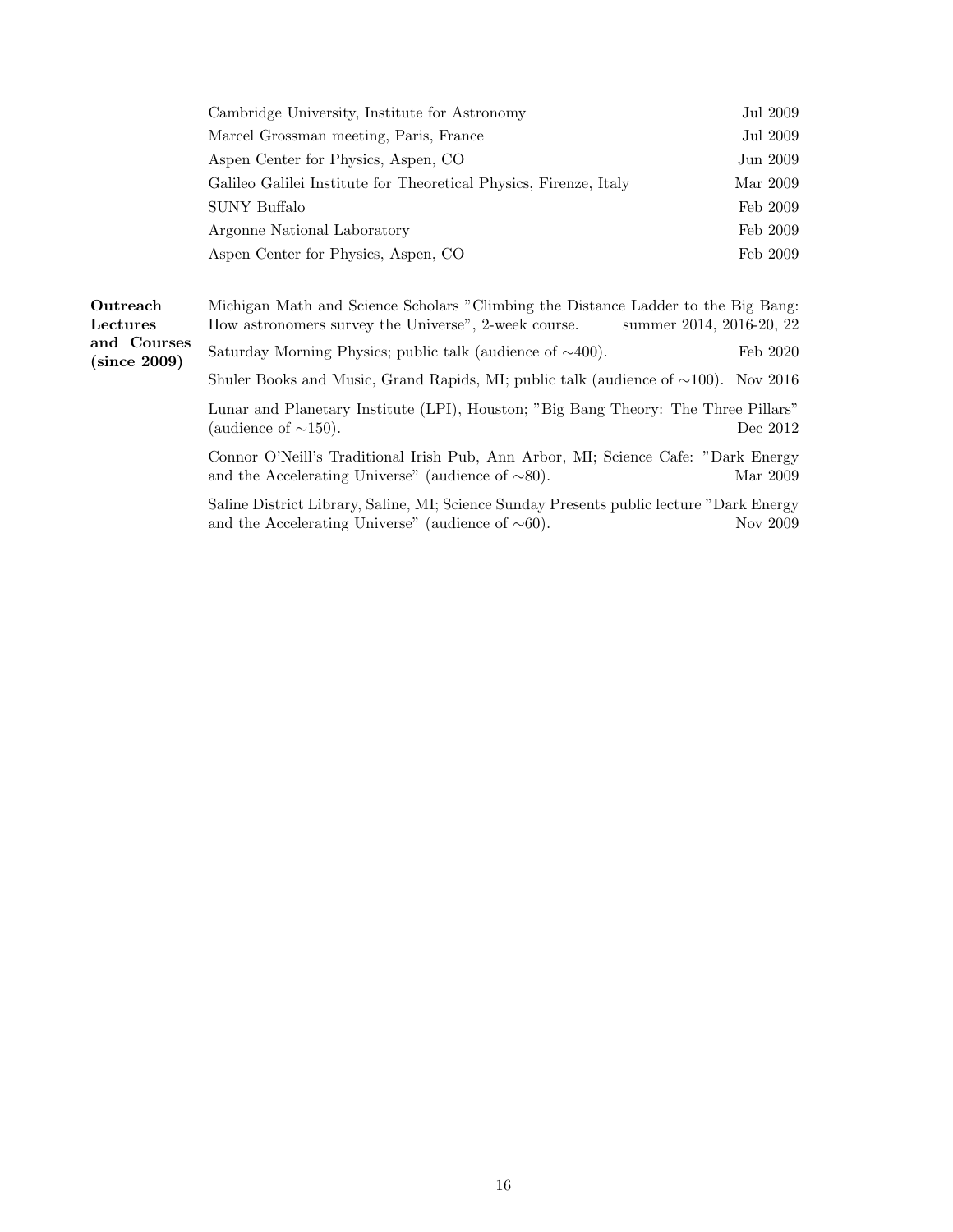| | |
|---|---|
| Cambridge University, Institute for Astronomy | Jul 2009 |
| Marcel Grossman meeting, Paris, France | Jul 2009 |
| Aspen Center for Physics, Aspen, CO | Jun 2009 |
| Galileo Galilei Institute for Theoretical Physics, Firenze, Italy | Mar 2009 |
| SUNY Buffalo | Feb 2009 |
| Argonne National Laboratory | Feb 2009 |
| Aspen Center for Physics, Aspen, CO | Feb 2009 |

**Outreach Lectures and Courses (since 2009)**

Michigan Math and Science Scholars "Climbing the Distance Ladder to the Big Bang: How astronomers survey the Universe", 2-week course. summer 2014, 2016-20, 22

Saturday Morning Physics; public talk (audience of ∼400). Feb 2020

Shuler Books and Music, Grand Rapids, MI; public talk (audience of ∼100). Nov 2016

Lunar and Planetary Institute (LPI), Houston; "Big Bang Theory: The Three Pillars" (audience of ∼150). Dec 2012

Connor O'Neill's Traditional Irish Pub, Ann Arbor, MI; Science Cafe: "Dark Energy and the Accelerating Universe" (audience of ∼80). Mar 2009

Saline District Library, Saline, MI; Science Sunday Presents public lecture "Dark Energy and the Accelerating Universe" (audience of ∼60). Nov 2009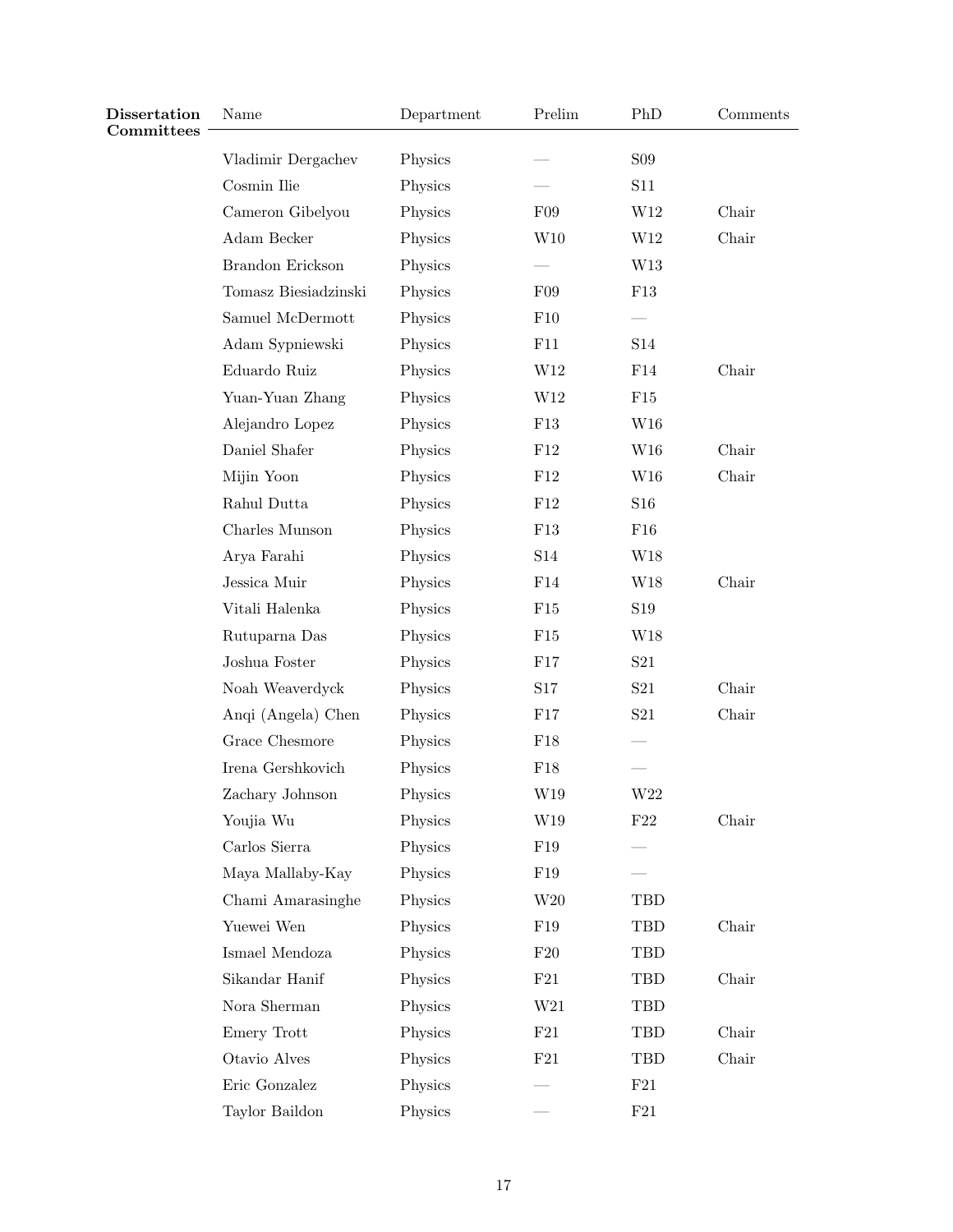**Dissertation Committees**

| Name | Department | Prelim | PhD | Comments |
|---|---|---|---|---|
| Vladimir Dergachev | Physics | — | S09 | |
| Cosmin Ilie | Physics | — | S11 | |
| Cameron Gibelyou | Physics | F09 | W12 | Chair |
| Adam Becker | Physics | W10 | W12 | Chair |
| Brandon Erickson | Physics | — | W13 | |
| Tomasz Biesiadzinski | Physics | F09 | F13 | |
| Samuel McDermott | Physics | F10 | — | |
| Adam Sypniewski | Physics | F11 | S14 | |
| Eduardo Ruiz | Physics | W12 | F14 | Chair |
| Yuan-Yuan Zhang | Physics | W12 | F15 | |
| Alejandro Lopez | Physics | F13 | W16 | |
| Daniel Shafer | Physics | F12 | W16 | Chair |
| Mijin Yoon | Physics | F12 | W16 | Chair |
| Rahul Dutta | Physics | F12 | S16 | |
| Charles Munson | Physics | F13 | F16 | |
| Arya Farahi | Physics | S14 | W18 | |
| Jessica Muir | Physics | F14 | W18 | Chair |
| Vitali Halenka | Physics | F15 | S19 | |
| Rutuparna Das | Physics | F15 | W18 | |
| Joshua Foster | Physics | F17 | S21 | |
| Noah Weaverdyck | Physics | S17 | S21 | Chair |
| Anqi (Angela) Chen | Physics | F17 | S21 | Chair |
| Grace Chesmore | Physics | F18 | — | |
| Irena Gershkovich | Physics | F18 | — | |
| Zachary Johnson | Physics | W19 | W22 | |
| Youjia Wu | Physics | W19 | F22 | Chair |
| Carlos Sierra | Physics | F19 | — | |
| Maya Mallaby-Kay | Physics | F19 | — | |
| Chami Amarasinghe | Physics | W20 | TBD | |
| Yuewei Wen | Physics | F19 | TBD | Chair |
| Ismael Mendoza | Physics | F20 | TBD | |
| Sikandar Hanif | Physics | F21 | TBD | Chair |
| Nora Sherman | Physics | W21 | TBD | |
| Emery Trott | Physics | F21 | TBD | Chair |
| Otavio Alves | Physics | F21 | TBD | Chair |
| Eric Gonzalez | Physics | — | F21 | |
| Taylor Baildon | Physics | — | F21 | |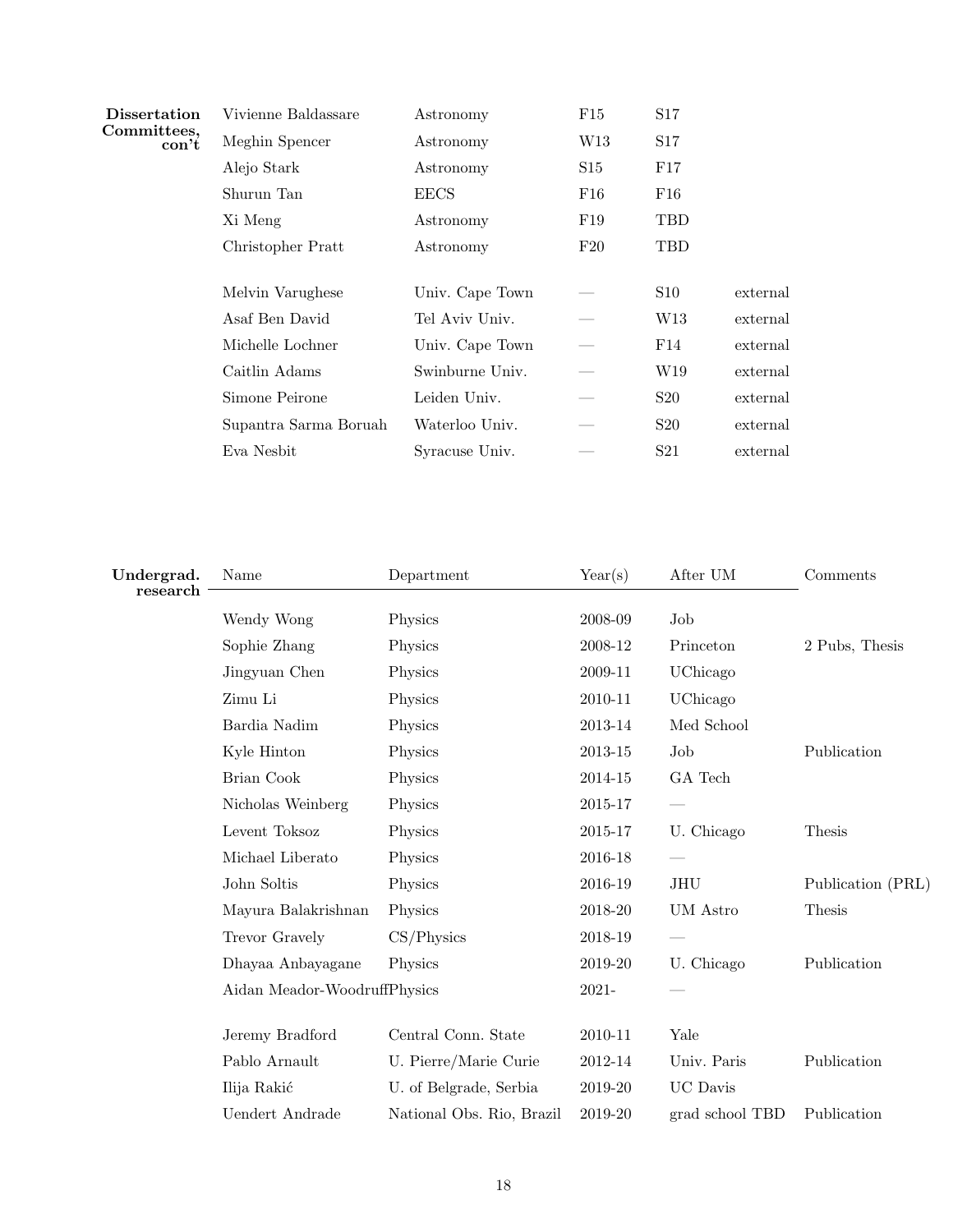**Dissertation Committees, con't**

| | | | | |
|---|---|---|---|---|
| Vivienne Baldassare | Astronomy | F15 | S17 | |
| Meghin Spencer | Astronomy | W13 | S17 | |
| Alejo Stark | Astronomy | S15 | F17 | |
| Shurun Tan | EECS | F16 | F16 | |
| Xi Meng | Astronomy | F19 | TBD | |
| Christopher Pratt | Astronomy | F20 | TBD | |
| | | | | |
| Melvin Varughese | Univ. Cape Town | — | S10 | external |
| Asaf Ben David | Tel Aviv Univ. | — | W13 | external |
| Michelle Lochner | Univ. Cape Town | — | F14 | external |
| Caitlin Adams | Swinburne Univ. | — | W19 | external |
| Simone Peirone | Leiden Univ. | — | S20 | external |
| Supantra Sarma Boruah | Waterloo Univ. | — | S20 | external |
| Eva Nesbit | Syracuse Univ. | — | S21 | external |

**Undergrad. research**

| Name | Department | Year(s) | After UM | Comments |
|---|---|---|---|---|
| Wendy Wong | Physics | 2008-09 | Job | |
| Sophie Zhang | Physics | 2008-12 | Princeton | 2 Pubs, Thesis |
| Jingyuan Chen | Physics | 2009-11 | UChicago | |
| Zimu Li | Physics | 2010-11 | UChicago | |
| Bardia Nadim | Physics | 2013-14 | Med School | |
| Kyle Hinton | Physics | 2013-15 | Job | Publication |
| Brian Cook | Physics | 2014-15 | GA Tech | |
| Nicholas Weinberg | Physics | 2015-17 | — | |
| Levent Toksoz | Physics | 2015-17 | U. Chicago | Thesis |
| Michael Liberato | Physics | 2016-18 | — | |
| John Soltis | Physics | 2016-19 | JHU | Publication (PRL) |
| Mayura Balakrishnan | Physics | 2018-20 | UM Astro | Thesis |
| Trevor Gravely | CS/Physics | 2018-19 | — | |
| Dhayaa Anbayagane | Physics | 2019-20 | U. Chicago | Publication |
| Aidan Meador-Woodruff | Physics | 2021- | — | |
| | | | | |
| Jeremy Bradford | Central Conn. State | 2010-11 | Yale | |
| Pablo Arnault | U. Pierre/Marie Curie | 2012-14 | Univ. Paris | Publication |
| Ilija Rakić | U. of Belgrade, Serbia | 2019-20 | UC Davis | |
| Uendert Andrade | National Obs. Rio, Brazil | 2019-20 | grad school TBD | Publication |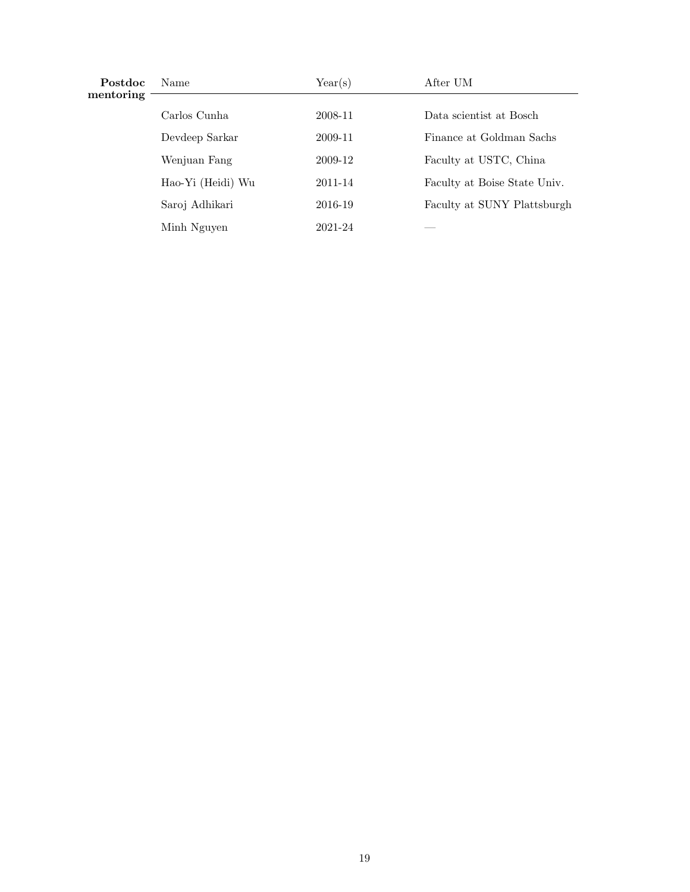**Postdoc mentoring**

| Name | Year(s) | After UM |
| --- | --- | --- |
| Carlos Cunha | 2008-11 | Data scientist at Bosch |
| Devdeep Sarkar | 2009-11 | Finance at Goldman Sachs |
| Wenjuan Fang | 2009-12 | Faculty at USTC, China |
| Hao-Yi (Heidi) Wu | 2011-14 | Faculty at Boise State Univ. |
| Saroj Adhikari | 2016-19 | Faculty at SUNY Plattsburgh |
| Minh Nguyen | 2021-24 | — |